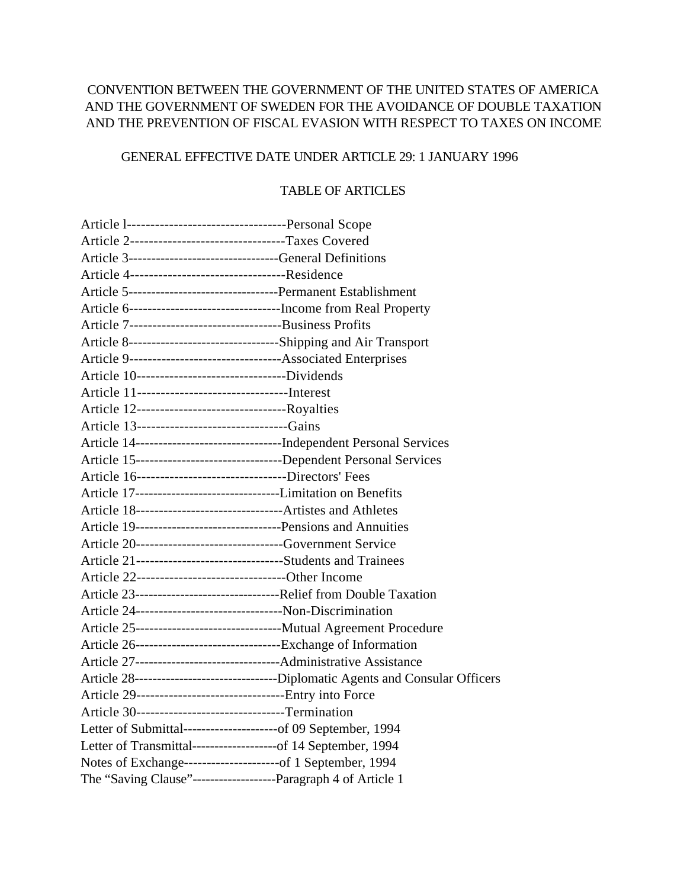# CONVENTION BETWEEN THE GOVERNMENT OF THE UNITED STATES OF AMERICA AND THE GOVERNMENT OF SWEDEN FOR THE AVOIDANCE OF DOUBLE TAXATION AND THE PREVENTION OF FISCAL EVASION WITH RESPECT TO TAXES ON INCOME

GENERAL EFFECTIVE DATE UNDER ARTICLE 29: 1 JANUARY 1996

## TABLE OF ARTICLES

Article l----------------------------------Personal Scope
Article 2---------------------------------Taxes Covered
Article 3---------------------------------General Definitions
Article 4----------------------------------Residence
Article 5---------------------------------Permanent Establishment
Article 6---------------------------------Income from Real Property
Article 7---------------------------------Business Profits
Article 8---------------------------------Shipping and Air Transport
Article 9---------------------------------Associated Enterprises
Article 10--------------------------------Dividends
Article 11--------------------------------Interest
Article 12--------------------------------Royalties
Article 13--------------------------------Gains
Article 14--------------------------------Independent Personal Services
Article 15--------------------------------Dependent Personal Services
Article 16--------------------------------Directors' Fees
Article 17--------------------------------Limitation on Benefits
Article 18--------------------------------Artistes and Athletes
Article 19--------------------------------Pensions and Annuities
Article 20--------------------------------Government Service
Article 21--------------------------------Students and Trainees
Article 22--------------------------------Other Income
Article 23--------------------------------Relief from Double Taxation
Article 24--------------------------------Non-Discrimination
Article 25--------------------------------Mutual Agreement Procedure
Article 26--------------------------------Exchange of Information
Article 27--------------------------------Administrative Assistance
Article 28--------------------------------Diplomatic Agents and Consular Officers
Article 29--------------------------------Entry into Force
Article 30--------------------------------Termination
Letter of Submittal---------------------of 09 September, 1994
Letter of Transmittal-------------------of 14 September, 1994
Notes of Exchange---------------------of 1 September, 1994
The "Saving Clause"-------------------Paragraph 4 of Article 1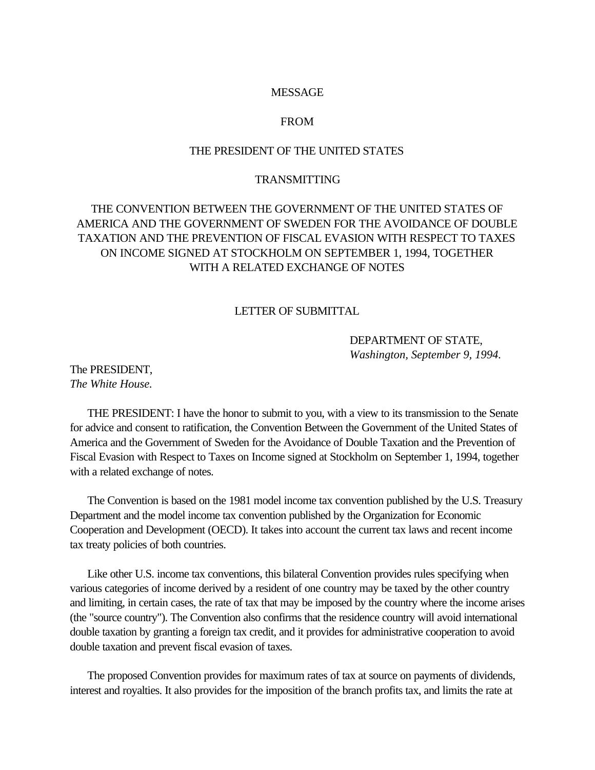MESSAGE

FROM

THE PRESIDENT OF THE UNITED STATES

TRANSMITTING

THE CONVENTION BETWEEN THE GOVERNMENT OF THE UNITED STATES OF AMERICA AND THE GOVERNMENT OF SWEDEN FOR THE AVOIDANCE OF DOUBLE TAXATION AND THE PREVENTION OF FISCAL EVASION WITH RESPECT TO TAXES ON INCOME SIGNED AT STOCKHOLM ON SEPTEMBER 1, 1994, TOGETHER WITH A RELATED EXCHANGE OF NOTES

LETTER OF SUBMITTAL

DEPARTMENT OF STATE,
*Washington, September 9, 1994.*

The PRESIDENT,
*The White House.*

THE PRESIDENT: I have the honor to submit to you, with a view to its transmission to the Senate for advice and consent to ratification, the Convention Between the Government of the United States of America and the Government of Sweden for the Avoidance of Double Taxation and the Prevention of Fiscal Evasion with Respect to Taxes on Income signed at Stockholm on September 1, 1994, together with a related exchange of notes.

The Convention is based on the 1981 model income tax convention published by the U.S. Treasury Department and the model income tax convention published by the Organization for Economic Cooperation and Development (OECD). It takes into account the current tax laws and recent income tax treaty policies of both countries.

Like other U.S. income tax conventions, this bilateral Convention provides rules specifying when various categories of income derived by a resident of one country may be taxed by the other country and limiting, in certain cases, the rate of tax that may be imposed by the country where the income arises (the "source country"). The Convention also confirms that the residence country will avoid international double taxation by granting a foreign tax credit, and it provides for administrative cooperation to avoid double taxation and prevent fiscal evasion of taxes.

The proposed Convention provides for maximum rates of tax at source on payments of dividends, interest and royalties. It also provides for the imposition of the branch profits tax, and limits the rate at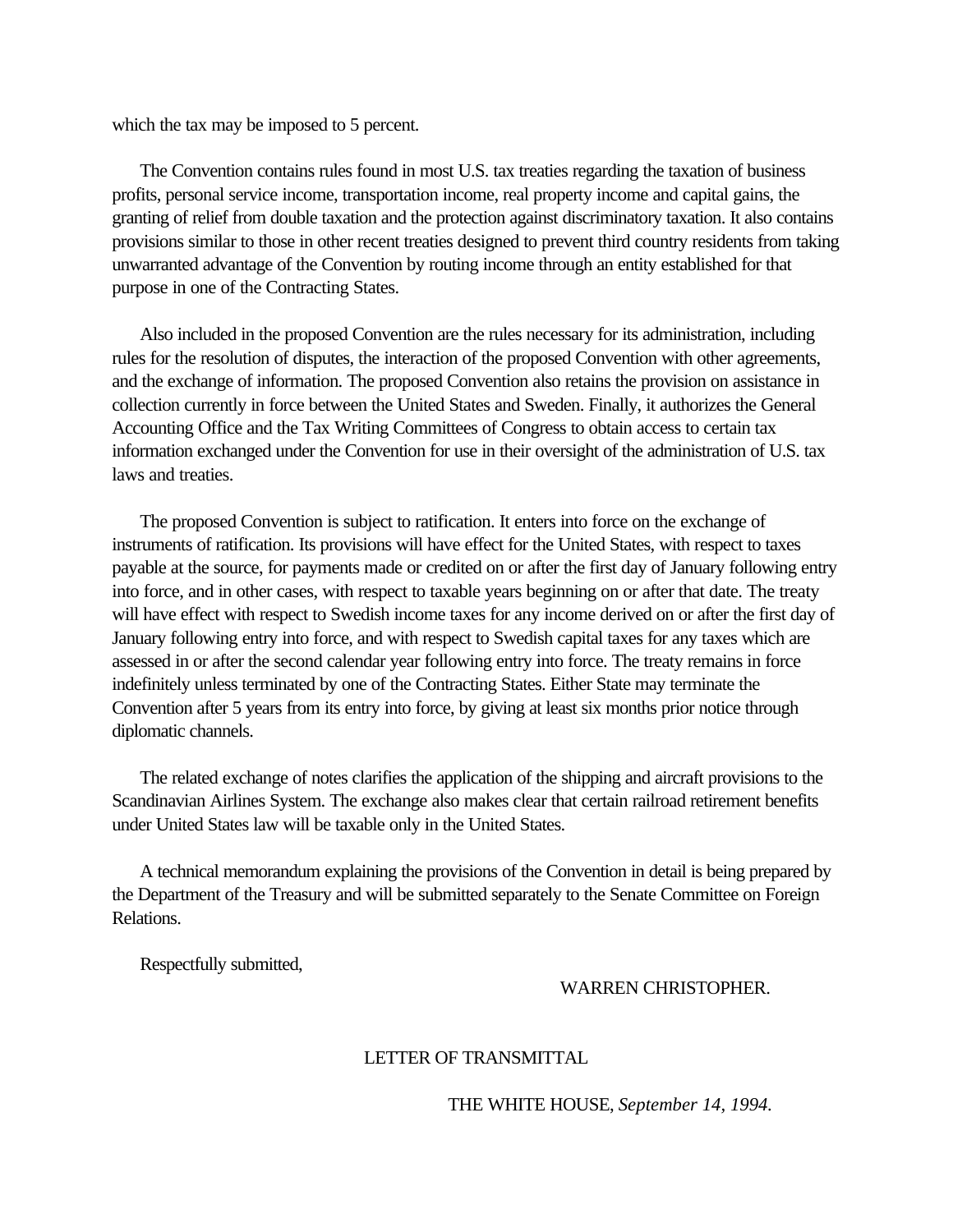which the tax may be imposed to 5 percent.

The Convention contains rules found in most U.S. tax treaties regarding the taxation of business profits, personal service income, transportation income, real property income and capital gains, the granting of relief from double taxation and the protection against discriminatory taxation. It also contains provisions similar to those in other recent treaties designed to prevent third country residents from taking unwarranted advantage of the Convention by routing income through an entity established for that purpose in one of the Contracting States.

Also included in the proposed Convention are the rules necessary for its administration, including rules for the resolution of disputes, the interaction of the proposed Convention with other agreements, and the exchange of information. The proposed Convention also retains the provision on assistance in collection currently in force between the United States and Sweden. Finally, it authorizes the General Accounting Office and the Tax Writing Committees of Congress to obtain access to certain tax information exchanged under the Convention for use in their oversight of the administration of U.S. tax laws and treaties.

The proposed Convention is subject to ratification. It enters into force on the exchange of instruments of ratification. Its provisions will have effect for the United States, with respect to taxes payable at the source, for payments made or credited on or after the first day of January following entry into force, and in other cases, with respect to taxable years beginning on or after that date. The treaty will have effect with respect to Swedish income taxes for any income derived on or after the first day of January following entry into force, and with respect to Swedish capital taxes for any taxes which are assessed in or after the second calendar year following entry into force. The treaty remains in force indefinitely unless terminated by one of the Contracting States. Either State may terminate the Convention after 5 years from its entry into force, by giving at least six months prior notice through diplomatic channels.

The related exchange of notes clarifies the application of the shipping and aircraft provisions to the Scandinavian Airlines System. The exchange also makes clear that certain railroad retirement benefits under United States law will be taxable only in the United States.

A technical memorandum explaining the provisions of the Convention in detail is being prepared by the Department of the Treasury and will be submitted separately to the Senate Committee on Foreign Relations.

Respectfully submitted,

WARREN CHRISTOPHER.

## LETTER OF TRANSMITTAL

THE WHITE HOUSE, *September 14, 1994.*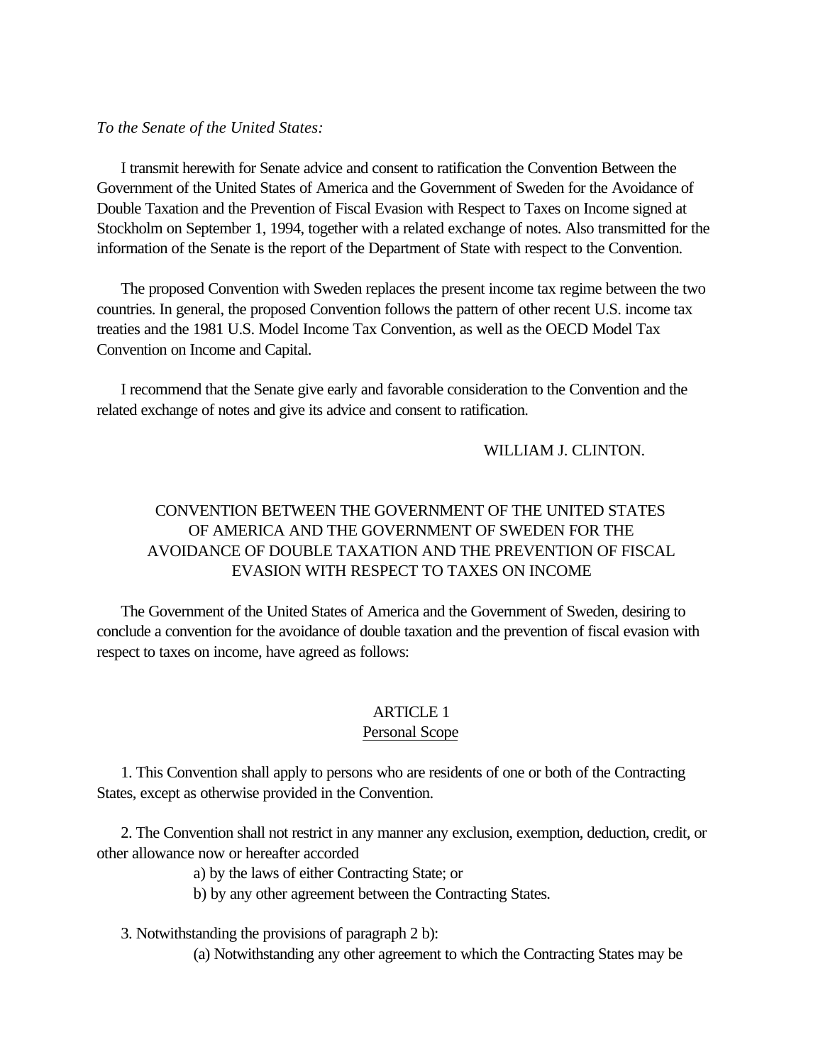*To the Senate of the United States:*

I transmit herewith for Senate advice and consent to ratification the Convention Between the Government of the United States of America and the Government of Sweden for the Avoidance of Double Taxation and the Prevention of Fiscal Evasion with Respect to Taxes on Income signed at Stockholm on September 1, 1994, together with a related exchange of notes. Also transmitted for the information of the Senate is the report of the Department of State with respect to the Convention.

The proposed Convention with Sweden replaces the present income tax regime between the two countries. In general, the proposed Convention follows the pattern of other recent U.S. income tax treaties and the 1981 U.S. Model Income Tax Convention, as well as the OECD Model Tax Convention on Income and Capital.

I recommend that the Senate give early and favorable consideration to the Convention and the related exchange of notes and give its advice and consent to ratification.

WILLIAM J. CLINTON.

# CONVENTION BETWEEN THE GOVERNMENT OF THE UNITED STATES OF AMERICA AND THE GOVERNMENT OF SWEDEN FOR THE AVOIDANCE OF DOUBLE TAXATION AND THE PREVENTION OF FISCAL EVASION WITH RESPECT TO TAXES ON INCOME

The Government of the United States of America and the Government of Sweden, desiring to conclude a convention for the avoidance of double taxation and the prevention of fiscal evasion with respect to taxes on income, have agreed as follows:

## ARTICLE 1
## Personal Scope

1. This Convention shall apply to persons who are residents of one or both of the Contracting States, except as otherwise provided in the Convention.

2. The Convention shall not restrict in any manner any exclusion, exemption, deduction, credit, or other allowance now or hereafter accorded

a) by the laws of either Contracting State; or

b) by any other agreement between the Contracting States.

3. Notwithstanding the provisions of paragraph 2 b):

(a) Notwithstanding any other agreement to which the Contracting States may be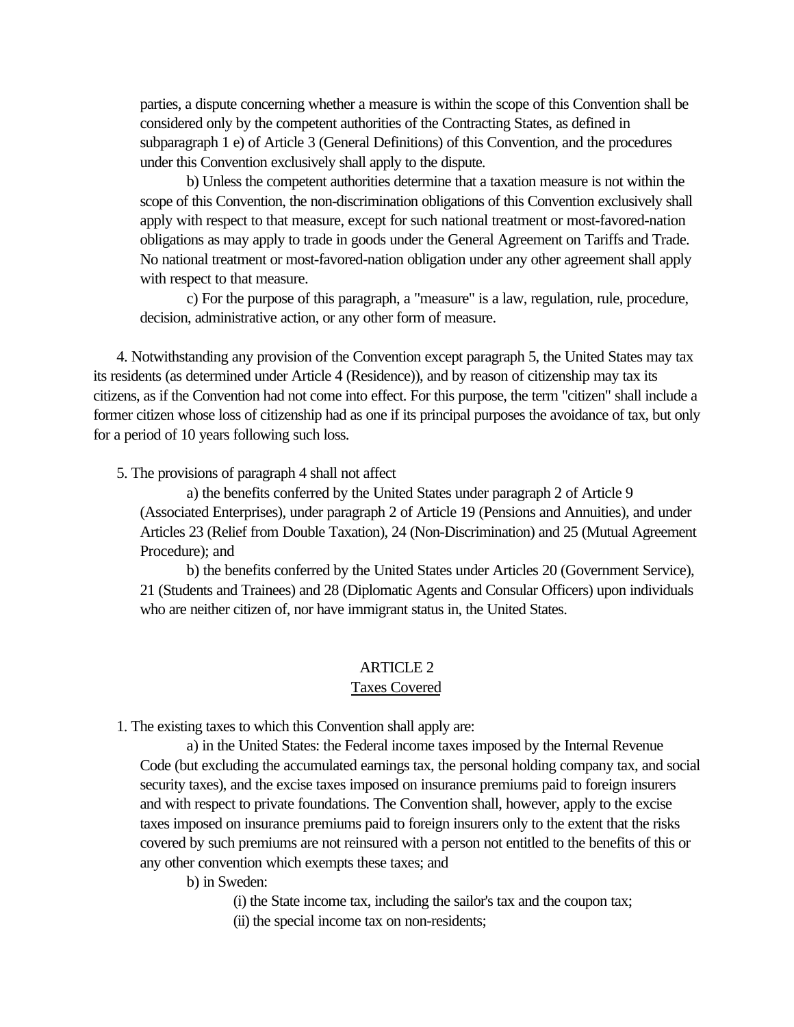parties, a dispute concerning whether a measure is within the scope of this Convention shall be considered only by the competent authorities of the Contracting States, as defined in subparagraph 1 e) of Article 3 (General Definitions) of this Convention, and the procedures under this Convention exclusively shall apply to the dispute.

b) Unless the competent authorities determine that a taxation measure is not within the scope of this Convention, the non-discrimination obligations of this Convention exclusively shall apply with respect to that measure, except for such national treatment or most-favored-nation obligations as may apply to trade in goods under the General Agreement on Tariffs and Trade. No national treatment or most-favored-nation obligation under any other agreement shall apply with respect to that measure.

c) For the purpose of this paragraph, a "measure" is a law, regulation, rule, procedure, decision, administrative action, or any other form of measure.

4. Notwithstanding any provision of the Convention except paragraph 5, the United States may tax its residents (as determined under Article 4 (Residence)), and by reason of citizenship may tax its citizens, as if the Convention had not come into effect. For this purpose, the term "citizen" shall include a former citizen whose loss of citizenship had as one if its principal purposes the avoidance of tax, but only for a period of 10 years following such loss.

5. The provisions of paragraph 4 shall not affect

a) the benefits conferred by the United States under paragraph 2 of Article 9 (Associated Enterprises), under paragraph 2 of Article 19 (Pensions and Annuities), and under Articles 23 (Relief from Double Taxation), 24 (Non-Discrimination) and 25 (Mutual Agreement Procedure); and

b) the benefits conferred by the United States under Articles 20 (Government Service), 21 (Students and Trainees) and 28 (Diplomatic Agents and Consular Officers) upon individuals who are neither citizen of, nor have immigrant status in, the United States.

## ARTICLE 2
### Taxes Covered

1. The existing taxes to which this Convention shall apply are:

a) in the United States: the Federal income taxes imposed by the Internal Revenue Code (but excluding the accumulated earnings tax, the personal holding company tax, and social security taxes), and the excise taxes imposed on insurance premiums paid to foreign insurers and with respect to private foundations. The Convention shall, however, apply to the excise taxes imposed on insurance premiums paid to foreign insurers only to the extent that the risks covered by such premiums are not reinsured with a person not entitled to the benefits of this or any other convention which exempts these taxes; and

b) in Sweden:

(i) the State income tax, including the sailor's tax and the coupon tax;

(ii) the special income tax on non-residents;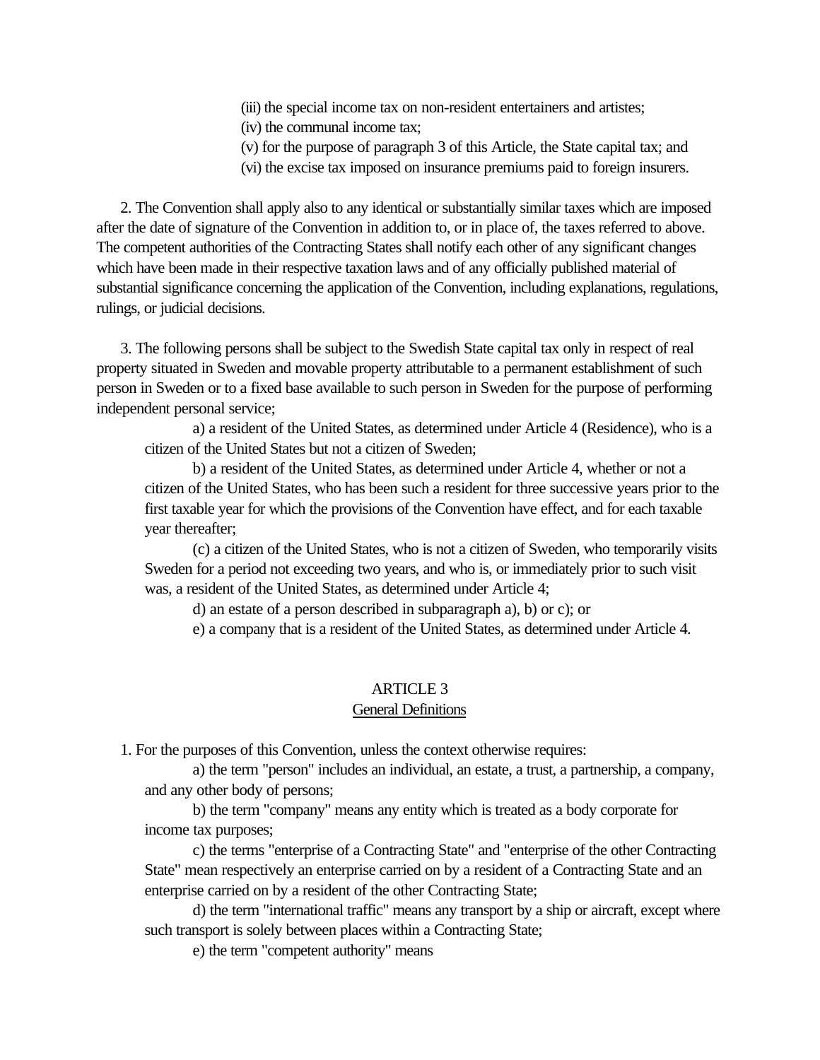(iii) the special income tax on non-resident entertainers and artistes;

(iv) the communal income tax;

(v) for the purpose of paragraph 3 of this Article, the State capital tax; and

(vi) the excise tax imposed on insurance premiums paid to foreign insurers.

2. The Convention shall apply also to any identical or substantially similar taxes which are imposed after the date of signature of the Convention in addition to, or in place of, the taxes referred to above. The competent authorities of the Contracting States shall notify each other of any significant changes which have been made in their respective taxation laws and of any officially published material of substantial significance concerning the application of the Convention, including explanations, regulations, rulings, or judicial decisions.

3. The following persons shall be subject to the Swedish State capital tax only in respect of real property situated in Sweden and movable property attributable to a permanent establishment of such person in Sweden or to a fixed base available to such person in Sweden for the purpose of performing independent personal service;

a) a resident of the United States, as determined under Article 4 (Residence), who is a citizen of the United States but not a citizen of Sweden;

b) a resident of the United States, as determined under Article 4, whether or not a citizen of the United States, who has been such a resident for three successive years prior to the first taxable year for which the provisions of the Convention have effect, and for each taxable year thereafter;

(c) a citizen of the United States, who is not a citizen of Sweden, who temporarily visits Sweden for a period not exceeding two years, and who is, or immediately prior to such visit was, a resident of the United States, as determined under Article 4;

d) an estate of a person described in subparagraph a), b) or c); or

e) a company that is a resident of the United States, as determined under Article 4.

## ARTICLE 3
## General Definitions

1. For the purposes of this Convention, unless the context otherwise requires:

a) the term "person" includes an individual, an estate, a trust, a partnership, a company, and any other body of persons;

b) the term "company" means any entity which is treated as a body corporate for income tax purposes;

c) the terms "enterprise of a Contracting State" and "enterprise of the other Contracting State" mean respectively an enterprise carried on by a resident of a Contracting State and an enterprise carried on by a resident of the other Contracting State;

d) the term "international traffic" means any transport by a ship or aircraft, except where such transport is solely between places within a Contracting State;

e) the term "competent authority" means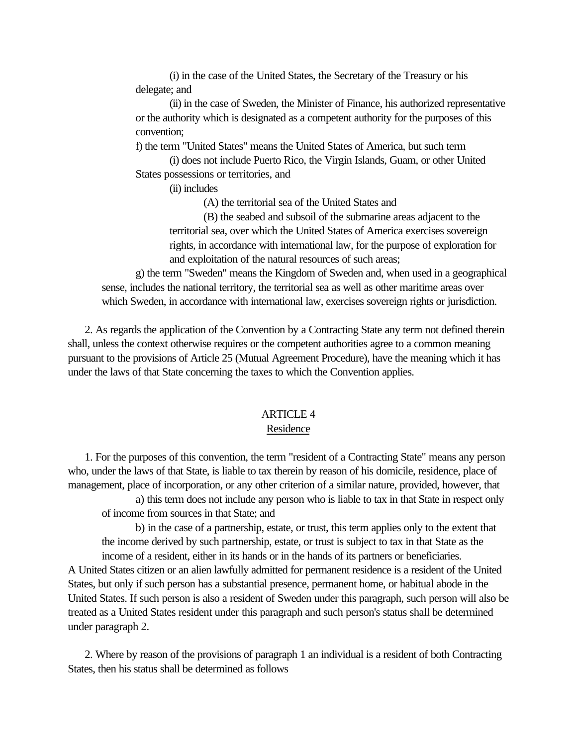(i) in the case of the United States, the Secretary of the Treasury or his delegate; and

(ii) in the case of Sweden, the Minister of Finance, his authorized representative or the authority which is designated as a competent authority for the purposes of this convention;

f) the term "United States" means the United States of America, but such term

(i) does not include Puerto Rico, the Virgin Islands, Guam, or other United States possessions or territories, and

(ii) includes

(A) the territorial sea of the United States and

(B) the seabed and subsoil of the submarine areas adjacent to the territorial sea, over which the United States of America exercises sovereign rights, in accordance with international law, for the purpose of exploration for and exploitation of the natural resources of such areas;

g) the term "Sweden" means the Kingdom of Sweden and, when used in a geographical sense, includes the national territory, the territorial sea as well as other maritime areas over which Sweden, in accordance with international law, exercises sovereign rights or jurisdiction.

2. As regards the application of the Convention by a Contracting State any term not defined therein shall, unless the context otherwise requires or the competent authorities agree to a common meaning pursuant to the provisions of Article 25 (Mutual Agreement Procedure), have the meaning which it has under the laws of that State concerning the taxes to which the Convention applies.

## ARTICLE 4
### Residence

1. For the purposes of this convention, the term "resident of a Contracting State" means any person who, under the laws of that State, is liable to tax therein by reason of his domicile, residence, place of management, place of incorporation, or any other criterion of a similar nature, provided, however, that

a) this term does not include any person who is liable to tax in that State in respect only of income from sources in that State; and

b) in the case of a partnership, estate, or trust, this term applies only to the extent that the income derived by such partnership, estate, or trust is subject to tax in that State as the income of a resident, either in its hands or in the hands of its partners or beneficiaries.

A United States citizen or an alien lawfully admitted for permanent residence is a resident of the United States, but only if such person has a substantial presence, permanent home, or habitual abode in the United States. If such person is also a resident of Sweden under this paragraph, such person will also be treated as a United States resident under this paragraph and such person's status shall be determined under paragraph 2.

2. Where by reason of the provisions of paragraph 1 an individual is a resident of both Contracting States, then his status shall be determined as follows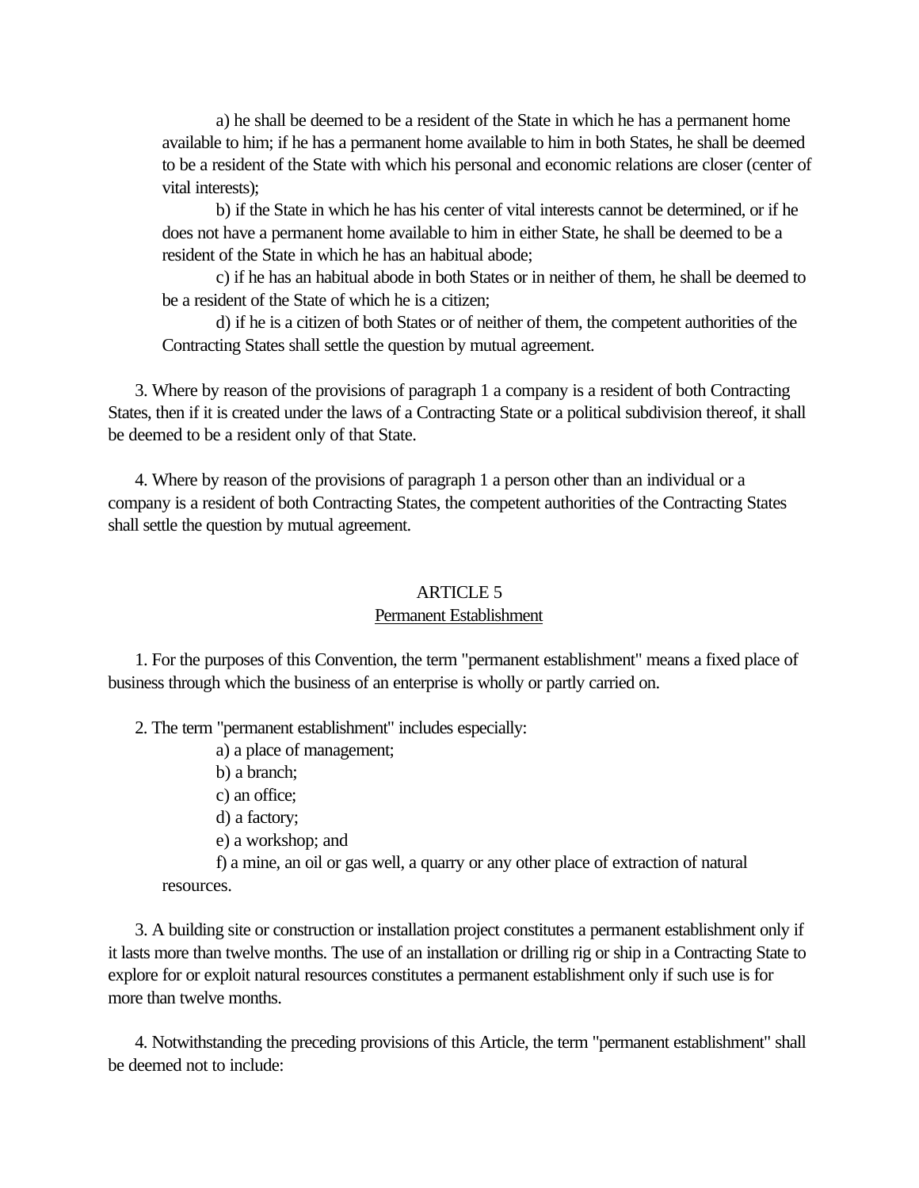a) he shall be deemed to be a resident of the State in which he has a permanent home available to him; if he has a permanent home available to him in both States, he shall be deemed to be a resident of the State with which his personal and economic relations are closer (center of vital interests);

b) if the State in which he has his center of vital interests cannot be determined, or if he does not have a permanent home available to him in either State, he shall be deemed to be a resident of the State in which he has an habitual abode;

c) if he has an habitual abode in both States or in neither of them, he shall be deemed to be a resident of the State of which he is a citizen;

d) if he is a citizen of both States or of neither of them, the competent authorities of the Contracting States shall settle the question by mutual agreement.

3. Where by reason of the provisions of paragraph 1 a company is a resident of both Contracting States, then if it is created under the laws of a Contracting State or a political subdivision thereof, it shall be deemed to be a resident only of that State.

4. Where by reason of the provisions of paragraph 1 a person other than an individual or a company is a resident of both Contracting States, the competent authorities of the Contracting States shall settle the question by mutual agreement.

## ARTICLE 5
### Permanent Establishment

1. For the purposes of this Convention, the term "permanent establishment" means a fixed place of business through which the business of an enterprise is wholly or partly carried on.

2. The term "permanent establishment" includes especially:

a) a place of management;

b) a branch;

c) an office;

d) a factory;

e) a workshop; and

f) a mine, an oil or gas well, a quarry or any other place of extraction of natural resources.

3. A building site or construction or installation project constitutes a permanent establishment only if it lasts more than twelve months. The use of an installation or drilling rig or ship in a Contracting State to explore for or exploit natural resources constitutes a permanent establishment only if such use is for more than twelve months.

4. Notwithstanding the preceding provisions of this Article, the term "permanent establishment" shall be deemed not to include: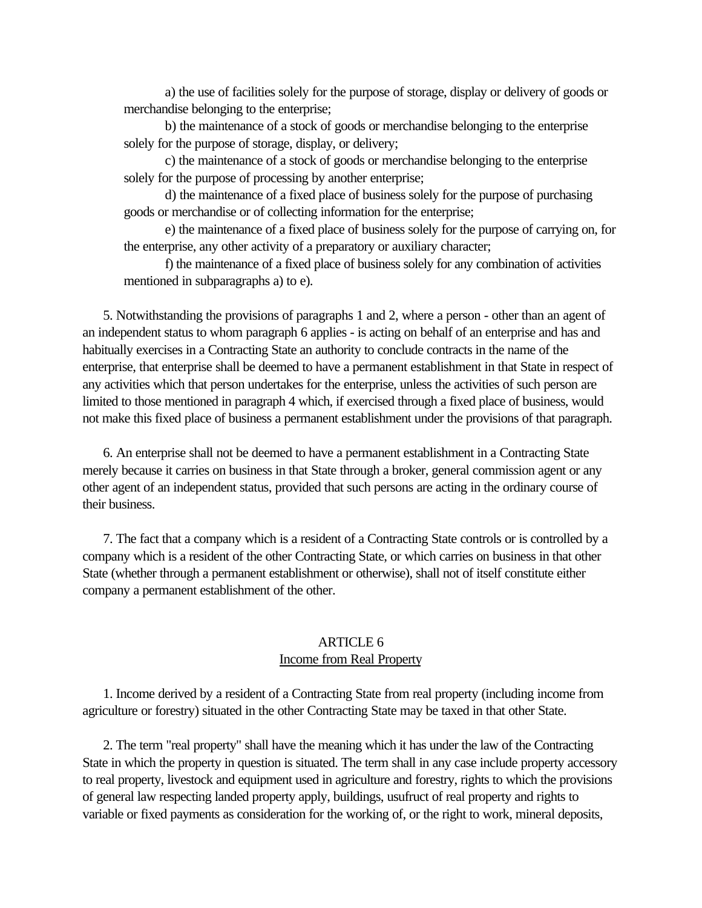a) the use of facilities solely for the purpose of storage, display or delivery of goods or merchandise belonging to the enterprise;

b) the maintenance of a stock of goods or merchandise belonging to the enterprise solely for the purpose of storage, display, or delivery;

c) the maintenance of a stock of goods or merchandise belonging to the enterprise solely for the purpose of processing by another enterprise;

d) the maintenance of a fixed place of business solely for the purpose of purchasing goods or merchandise or of collecting information for the enterprise;

e) the maintenance of a fixed place of business solely for the purpose of carrying on, for the enterprise, any other activity of a preparatory or auxiliary character;

f) the maintenance of a fixed place of business solely for any combination of activities mentioned in subparagraphs a) to e).

5. Notwithstanding the provisions of paragraphs 1 and 2, where a person - other than an agent of an independent status to whom paragraph 6 applies - is acting on behalf of an enterprise and has and habitually exercises in a Contracting State an authority to conclude contracts in the name of the enterprise, that enterprise shall be deemed to have a permanent establishment in that State in respect of any activities which that person undertakes for the enterprise, unless the activities of such person are limited to those mentioned in paragraph 4 which, if exercised through a fixed place of business, would not make this fixed place of business a permanent establishment under the provisions of that paragraph.

6. An enterprise shall not be deemed to have a permanent establishment in a Contracting State merely because it carries on business in that State through a broker, general commission agent or any other agent of an independent status, provided that such persons are acting in the ordinary course of their business.

7. The fact that a company which is a resident of a Contracting State controls or is controlled by a company which is a resident of the other Contracting State, or which carries on business in that other State (whether through a permanent establishment or otherwise), shall not of itself constitute either company a permanent establishment of the other.

## ARTICLE 6
### Income from Real Property

1. Income derived by a resident of a Contracting State from real property (including income from agriculture or forestry) situated in the other Contracting State may be taxed in that other State.

2. The term "real property" shall have the meaning which it has under the law of the Contracting State in which the property in question is situated. The term shall in any case include property accessory to real property, livestock and equipment used in agriculture and forestry, rights to which the provisions of general law respecting landed property apply, buildings, usufruct of real property and rights to variable or fixed payments as consideration for the working of, or the right to work, mineral deposits,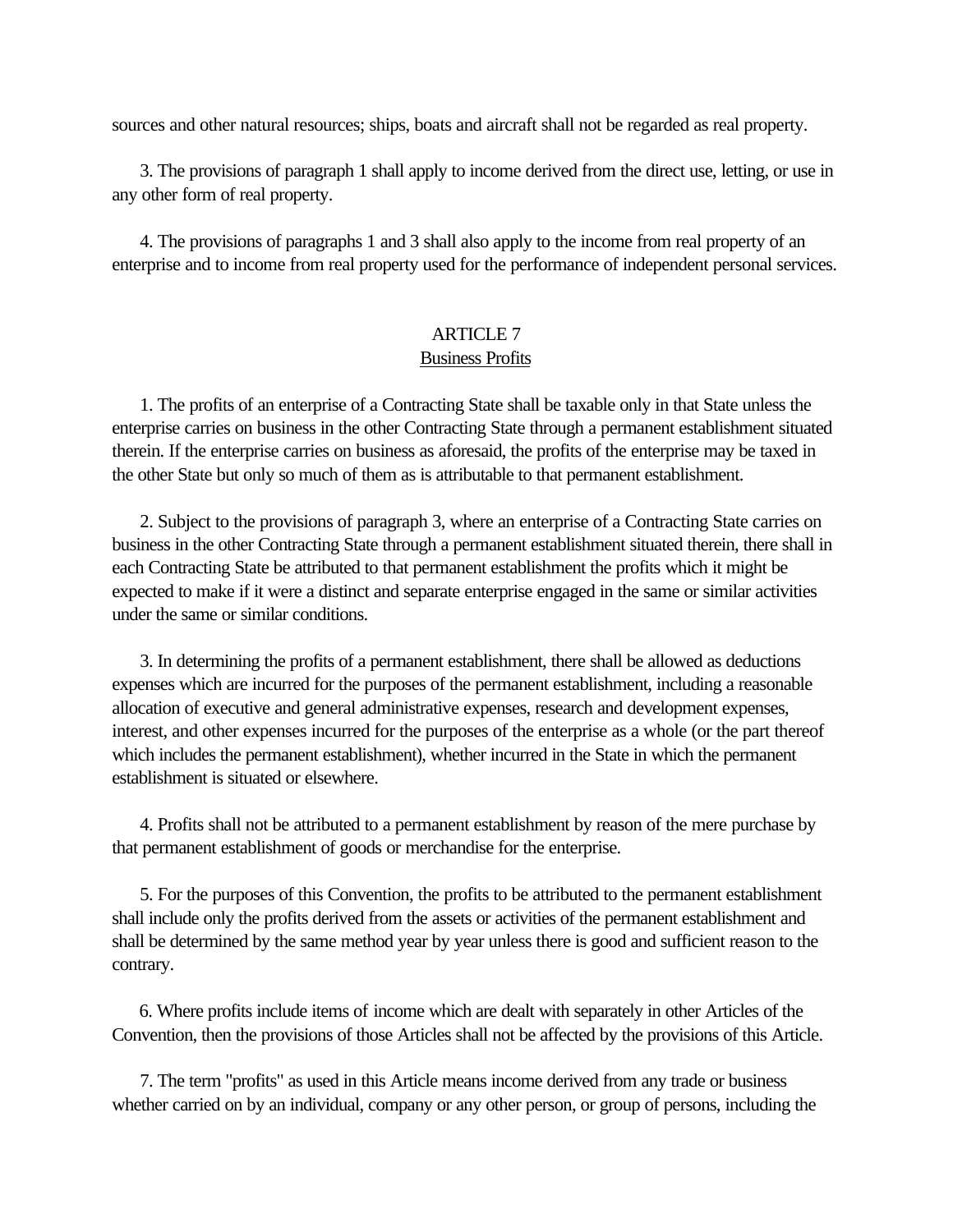sources and other natural resources; ships, boats and aircraft shall not be regarded as real property.

3. The provisions of paragraph 1 shall apply to income derived from the direct use, letting, or use in any other form of real property.

4. The provisions of paragraphs 1 and 3 shall also apply to the income from real property of an enterprise and to income from real property used for the performance of independent personal services.

## ARTICLE 7
### Business Profits

1. The profits of an enterprise of a Contracting State shall be taxable only in that State unless the enterprise carries on business in the other Contracting State through a permanent establishment situated therein. If the enterprise carries on business as aforesaid, the profits of the enterprise may be taxed in the other State but only so much of them as is attributable to that permanent establishment.

2. Subject to the provisions of paragraph 3, where an enterprise of a Contracting State carries on business in the other Contracting State through a permanent establishment situated therein, there shall in each Contracting State be attributed to that permanent establishment the profits which it might be expected to make if it were a distinct and separate enterprise engaged in the same or similar activities under the same or similar conditions.

3. In determining the profits of a permanent establishment, there shall be allowed as deductions expenses which are incurred for the purposes of the permanent establishment, including a reasonable allocation of executive and general administrative expenses, research and development expenses, interest, and other expenses incurred for the purposes of the enterprise as a whole (or the part thereof which includes the permanent establishment), whether incurred in the State in which the permanent establishment is situated or elsewhere.

4. Profits shall not be attributed to a permanent establishment by reason of the mere purchase by that permanent establishment of goods or merchandise for the enterprise.

5. For the purposes of this Convention, the profits to be attributed to the permanent establishment shall include only the profits derived from the assets or activities of the permanent establishment and shall be determined by the same method year by year unless there is good and sufficient reason to the contrary.

6. Where profits include items of income which are dealt with separately in other Articles of the Convention, then the provisions of those Articles shall not be affected by the provisions of this Article.

7. The term "profits" as used in this Article means income derived from any trade or business whether carried on by an individual, company or any other person, or group of persons, including the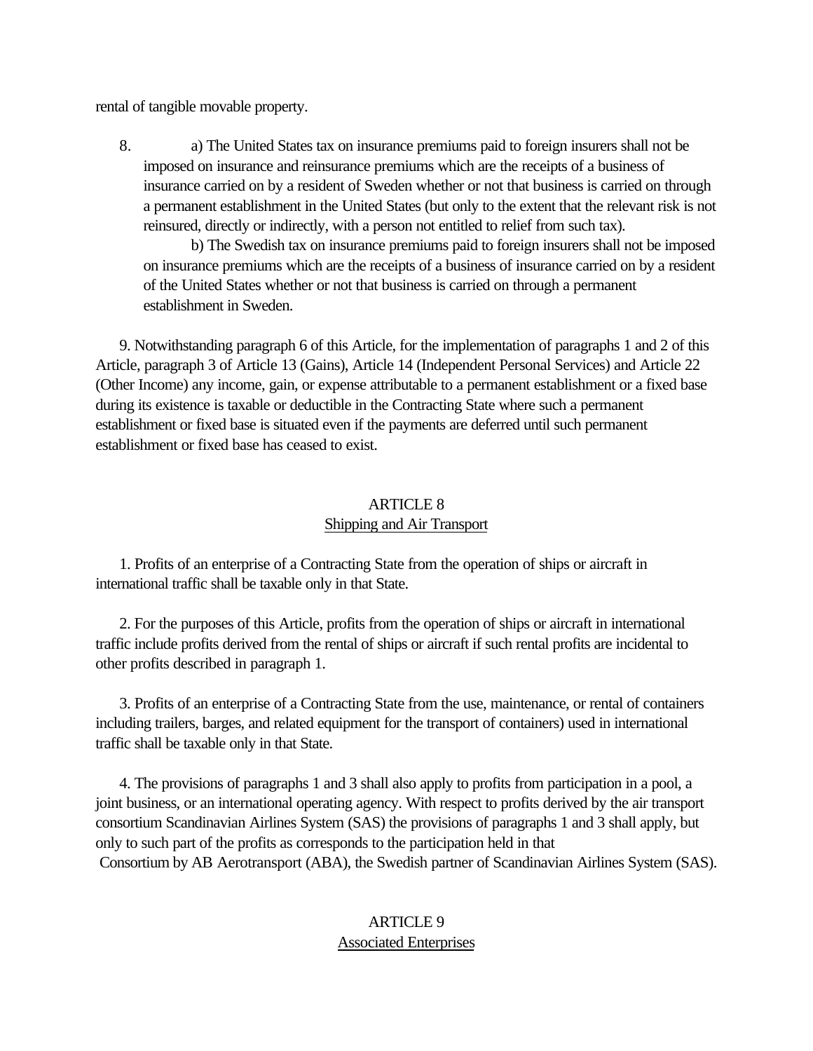rental of tangible movable property.

8. a) The United States tax on insurance premiums paid to foreign insurers shall not be imposed on insurance and reinsurance premiums which are the receipts of a business of insurance carried on by a resident of Sweden whether or not that business is carried on through a permanent establishment in the United States (but only to the extent that the relevant risk is not reinsured, directly or indirectly, with a person not entitled to relief from such tax).

b) The Swedish tax on insurance premiums paid to foreign insurers shall not be imposed on insurance premiums which are the receipts of a business of insurance carried on by a resident of the United States whether or not that business is carried on through a permanent establishment in Sweden.

9. Notwithstanding paragraph 6 of this Article, for the implementation of paragraphs 1 and 2 of this Article, paragraph 3 of Article 13 (Gains), Article 14 (Independent Personal Services) and Article 22 (Other Income) any income, gain, or expense attributable to a permanent establishment or a fixed base during its existence is taxable or deductible in the Contracting State where such a permanent establishment or fixed base is situated even if the payments are deferred until such permanent establishment or fixed base has ceased to exist.

## ARTICLE 8
## Shipping and Air Transport

1. Profits of an enterprise of a Contracting State from the operation of ships or aircraft in international traffic shall be taxable only in that State.

2. For the purposes of this Article, profits from the operation of ships or aircraft in international traffic include profits derived from the rental of ships or aircraft if such rental profits are incidental to other profits described in paragraph 1.

3. Profits of an enterprise of a Contracting State from the use, maintenance, or rental of containers including trailers, barges, and related equipment for the transport of containers) used in international traffic shall be taxable only in that State.

4. The provisions of paragraphs 1 and 3 shall also apply to profits from participation in a pool, a joint business, or an international operating agency. With respect to profits derived by the air transport consortium Scandinavian Airlines System (SAS) the provisions of paragraphs 1 and 3 shall apply, but only to such part of the profits as corresponds to the participation held in that Consortium by AB Aerotransport (ABA), the Swedish partner of Scandinavian Airlines System (SAS).

## ARTICLE 9
## Associated Enterprises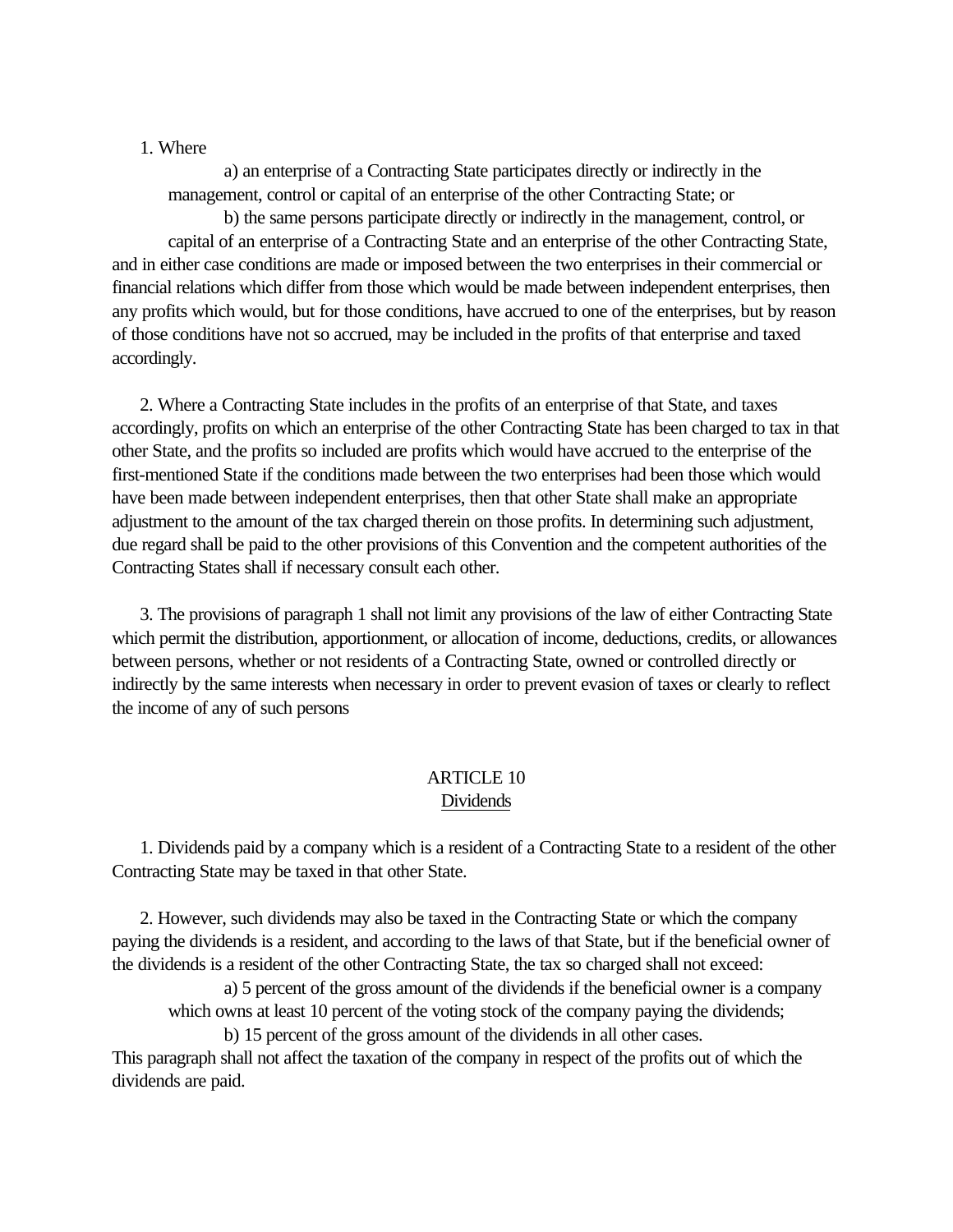1. Where

a) an enterprise of a Contracting State participates directly or indirectly in the management, control or capital of an enterprise of the other Contracting State; or

b) the same persons participate directly or indirectly in the management, control, or capital of an enterprise of a Contracting State and an enterprise of the other Contracting State,

and in either case conditions are made or imposed between the two enterprises in their commercial or financial relations which differ from those which would be made between independent enterprises, then any profits which would, but for those conditions, have accrued to one of the enterprises, but by reason of those conditions have not so accrued, may be included in the profits of that enterprise and taxed accordingly.

2. Where a Contracting State includes in the profits of an enterprise of that State, and taxes accordingly, profits on which an enterprise of the other Contracting State has been charged to tax in that other State, and the profits so included are profits which would have accrued to the enterprise of the first-mentioned State if the conditions made between the two enterprises had been those which would have been made between independent enterprises, then that other State shall make an appropriate adjustment to the amount of the tax charged therein on those profits. In determining such adjustment, due regard shall be paid to the other provisions of this Convention and the competent authorities of the Contracting States shall if necessary consult each other.

3. The provisions of paragraph 1 shall not limit any provisions of the law of either Contracting State which permit the distribution, apportionment, or allocation of income, deductions, credits, or allowances between persons, whether or not residents of a Contracting State, owned or controlled directly or indirectly by the same interests when necessary in order to prevent evasion of taxes or clearly to reflect the income of any of such persons

## ARTICLE 10
## Dividends

1. Dividends paid by a company which is a resident of a Contracting State to a resident of the other Contracting State may be taxed in that other State.

2. However, such dividends may also be taxed in the Contracting State or which the company paying the dividends is a resident, and according to the laws of that State, but if the beneficial owner of the dividends is a resident of the other Contracting State, the tax so charged shall not exceed:

a) 5 percent of the gross amount of the dividends if the beneficial owner is a company which owns at least 10 percent of the voting stock of the company paying the dividends;

b) 15 percent of the gross amount of the dividends in all other cases.

This paragraph shall not affect the taxation of the company in respect of the profits out of which the dividends are paid.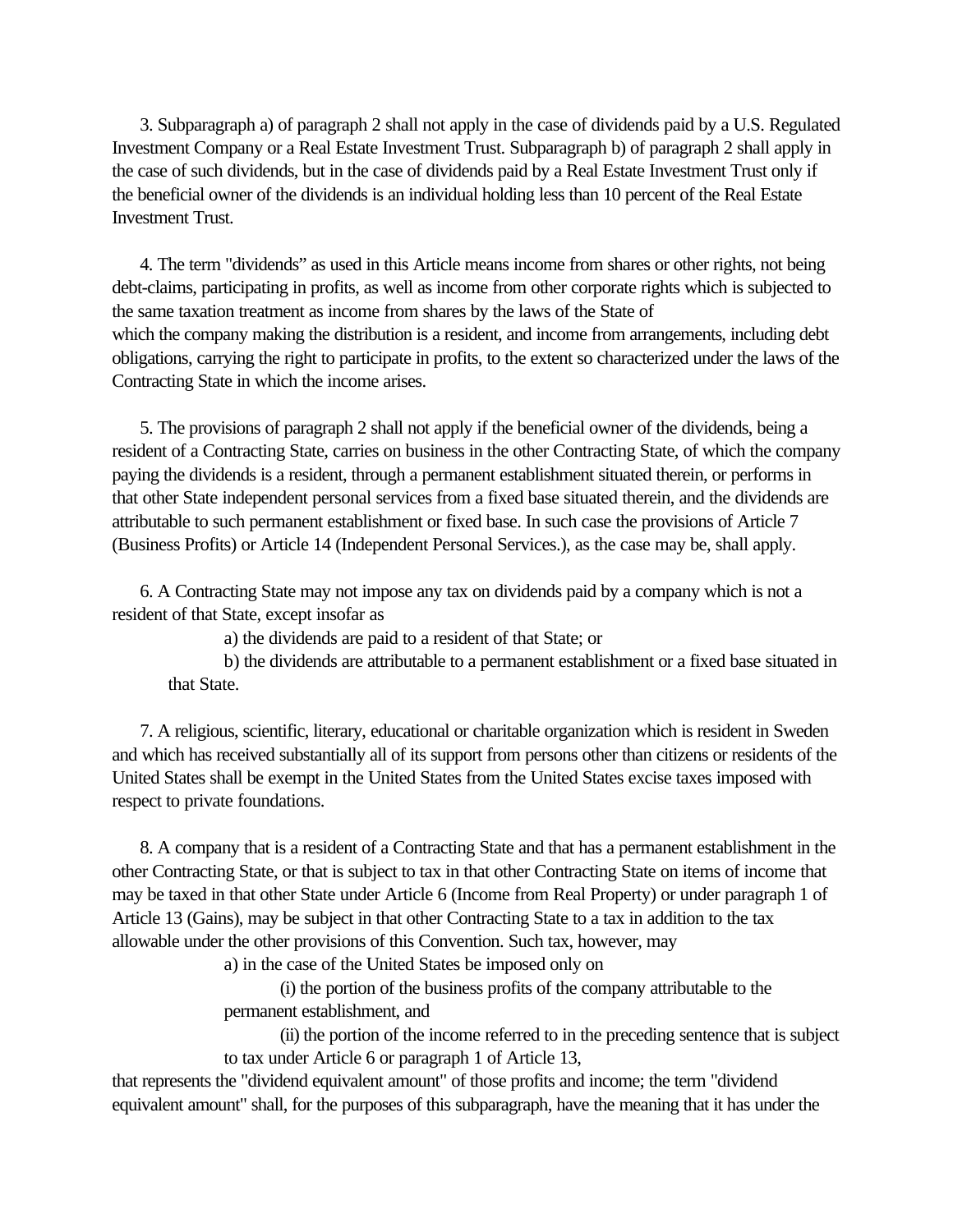3. Subparagraph a) of paragraph 2 shall not apply in the case of dividends paid by a U.S. Regulated Investment Company or a Real Estate Investment Trust. Subparagraph b) of paragraph 2 shall apply in the case of such dividends, but in the case of dividends paid by a Real Estate Investment Trust only if the beneficial owner of the dividends is an individual holding less than 10 percent of the Real Estate Investment Trust.

4. The term "dividends" as used in this Article means income from shares or other rights, not being debt-claims, participating in profits, as well as income from other corporate rights which is subjected to the same taxation treatment as income from shares by the laws of the State of which the company making the distribution is a resident, and income from arrangements, including debt obligations, carrying the right to participate in profits, to the extent so characterized under the laws of the Contracting State in which the income arises.

5. The provisions of paragraph 2 shall not apply if the beneficial owner of the dividends, being a resident of a Contracting State, carries on business in the other Contracting State, of which the company paying the dividends is a resident, through a permanent establishment situated therein, or performs in that other State independent personal services from a fixed base situated therein, and the dividends are attributable to such permanent establishment or fixed base. In such case the provisions of Article 7 (Business Profits) or Article 14 (Independent Personal Services.), as the case may be, shall apply.

6. A Contracting State may not impose any tax on dividends paid by a company which is not a resident of that State, except insofar as

a) the dividends are paid to a resident of that State; or

b) the dividends are attributable to a permanent establishment or a fixed base situated in that State.

7. A religious, scientific, literary, educational or charitable organization which is resident in Sweden and which has received substantially all of its support from persons other than citizens or residents of the United States shall be exempt in the United States from the United States excise taxes imposed with respect to private foundations.

8. A company that is a resident of a Contracting State and that has a permanent establishment in the other Contracting State, or that is subject to tax in that other Contracting State on items of income that may be taxed in that other State under Article 6 (Income from Real Property) or under paragraph 1 of Article 13 (Gains), may be subject in that other Contracting State to a tax in addition to the tax allowable under the other provisions of this Convention. Such tax, however, may

a) in the case of the United States be imposed only on

(i) the portion of the business profits of the company attributable to the permanent establishment, and

(ii) the portion of the income referred to in the preceding sentence that is subject to tax under Article 6 or paragraph 1 of Article 13,

that represents the "dividend equivalent amount" of those profits and income; the term "dividend equivalent amount" shall, for the purposes of this subparagraph, have the meaning that it has under the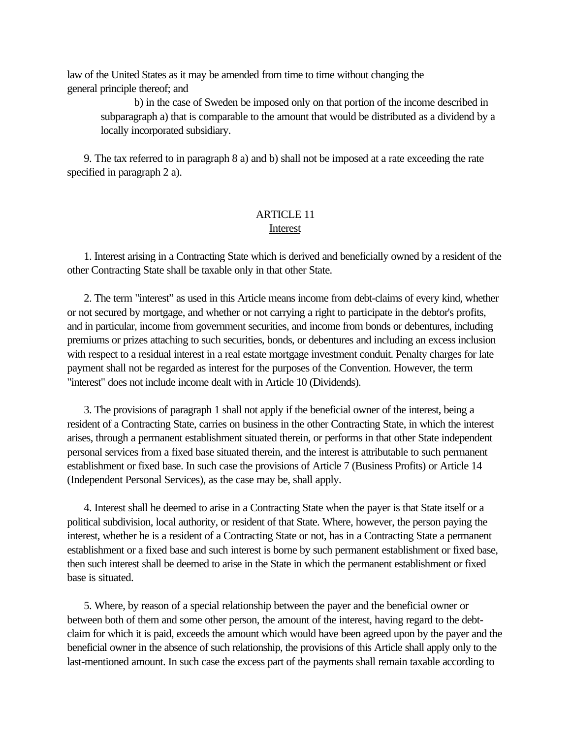law of the United States as it may be amended from time to time without changing the general principle thereof; and

b) in the case of Sweden be imposed only on that portion of the income described in subparagraph a) that is comparable to the amount that would be distributed as a dividend by a locally incorporated subsidiary.

9. The tax referred to in paragraph 8 a) and b) shall not be imposed at a rate exceeding the rate specified in paragraph 2 a).

## ARTICLE 11
### Interest

1. Interest arising in a Contracting State which is derived and beneficially owned by a resident of the other Contracting State shall be taxable only in that other State.

2. The term "interest" as used in this Article means income from debt-claims of every kind, whether or not secured by mortgage, and whether or not carrying a right to participate in the debtor's profits, and in particular, income from government securities, and income from bonds or debentures, including premiums or prizes attaching to such securities, bonds, or debentures and including an excess inclusion with respect to a residual interest in a real estate mortgage investment conduit. Penalty charges for late payment shall not be regarded as interest for the purposes of the Convention. However, the term "interest" does not include income dealt with in Article 10 (Dividends).

3. The provisions of paragraph 1 shall not apply if the beneficial owner of the interest, being a resident of a Contracting State, carries on business in the other Contracting State, in which the interest arises, through a permanent establishment situated therein, or performs in that other State independent personal services from a fixed base situated therein, and the interest is attributable to such permanent establishment or fixed base. In such case the provisions of Article 7 (Business Profits) or Article 14 (Independent Personal Services), as the case may be, shall apply.

4. Interest shall he deemed to arise in a Contracting State when the payer is that State itself or a political subdivision, local authority, or resident of that State. Where, however, the person paying the interest, whether he is a resident of a Contracting State or not, has in a Contracting State a permanent establishment or a fixed base and such interest is borne by such permanent establishment or fixed base, then such interest shall be deemed to arise in the State in which the permanent establishment or fixed base is situated.

5. Where, by reason of a special relationship between the payer and the beneficial owner or between both of them and some other person, the amount of the interest, having regard to the debt-claim for which it is paid, exceeds the amount which would have been agreed upon by the payer and the beneficial owner in the absence of such relationship, the provisions of this Article shall apply only to the last-mentioned amount. In such case the excess part of the payments shall remain taxable according to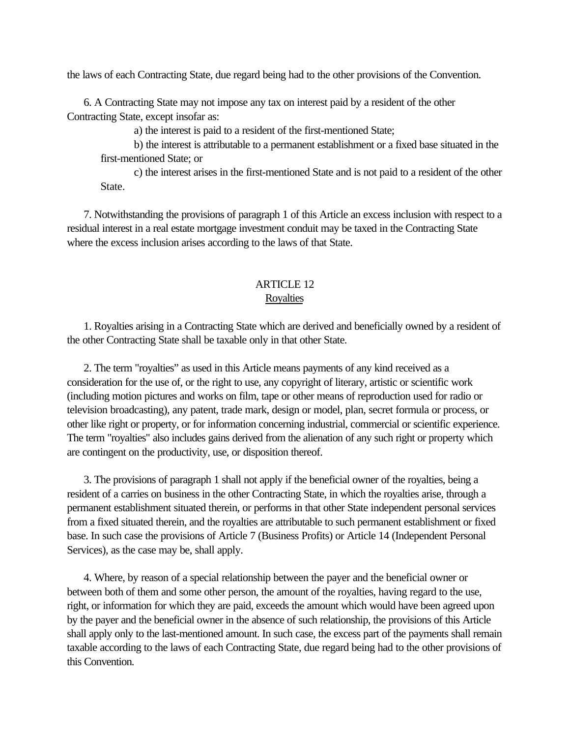the laws of each Contracting State, due regard being had to the other provisions of the Convention.

6. A Contracting State may not impose any tax on interest paid by a resident of the other Contracting State, except insofar as:

a) the interest is paid to a resident of the first-mentioned State;

b) the interest is attributable to a permanent establishment or a fixed base situated in the first-mentioned State; or

c) the interest arises in the first-mentioned State and is not paid to a resident of the other State.

7. Notwithstanding the provisions of paragraph 1 of this Article an excess inclusion with respect to a residual interest in a real estate mortgage investment conduit may be taxed in the Contracting State where the excess inclusion arises according to the laws of that State.

## ARTICLE 12
## Royalties

1. Royalties arising in a Contracting State which are derived and beneficially owned by a resident of the other Contracting State shall be taxable only in that other State.

2. The term "royalties" as used in this Article means payments of any kind received as a consideration for the use of, or the right to use, any copyright of literary, artistic or scientific work (including motion pictures and works on film, tape or other means of reproduction used for radio or television broadcasting), any patent, trade mark, design or model, plan, secret formula or process, or other like right or property, or for information concerning industrial, commercial or scientific experience. The term "royalties" also includes gains derived from the alienation of any such right or property which are contingent on the productivity, use, or disposition thereof.

3. The provisions of paragraph 1 shall not apply if the beneficial owner of the royalties, being a resident of a carries on business in the other Contracting State, in which the royalties arise, through a permanent establishment situated therein, or performs in that other State independent personal services from a fixed situated therein, and the royalties are attributable to such permanent establishment or fixed base. In such case the provisions of Article 7 (Business Profits) or Article 14 (Independent Personal Services), as the case may be, shall apply.

4. Where, by reason of a special relationship between the payer and the beneficial owner or between both of them and some other person, the amount of the royalties, having regard to the use, right, or information for which they are paid, exceeds the amount which would have been agreed upon by the payer and the beneficial owner in the absence of such relationship, the provisions of this Article shall apply only to the last-mentioned amount. In such case, the excess part of the payments shall remain taxable according to the laws of each Contracting State, due regard being had to the other provisions of this Convention.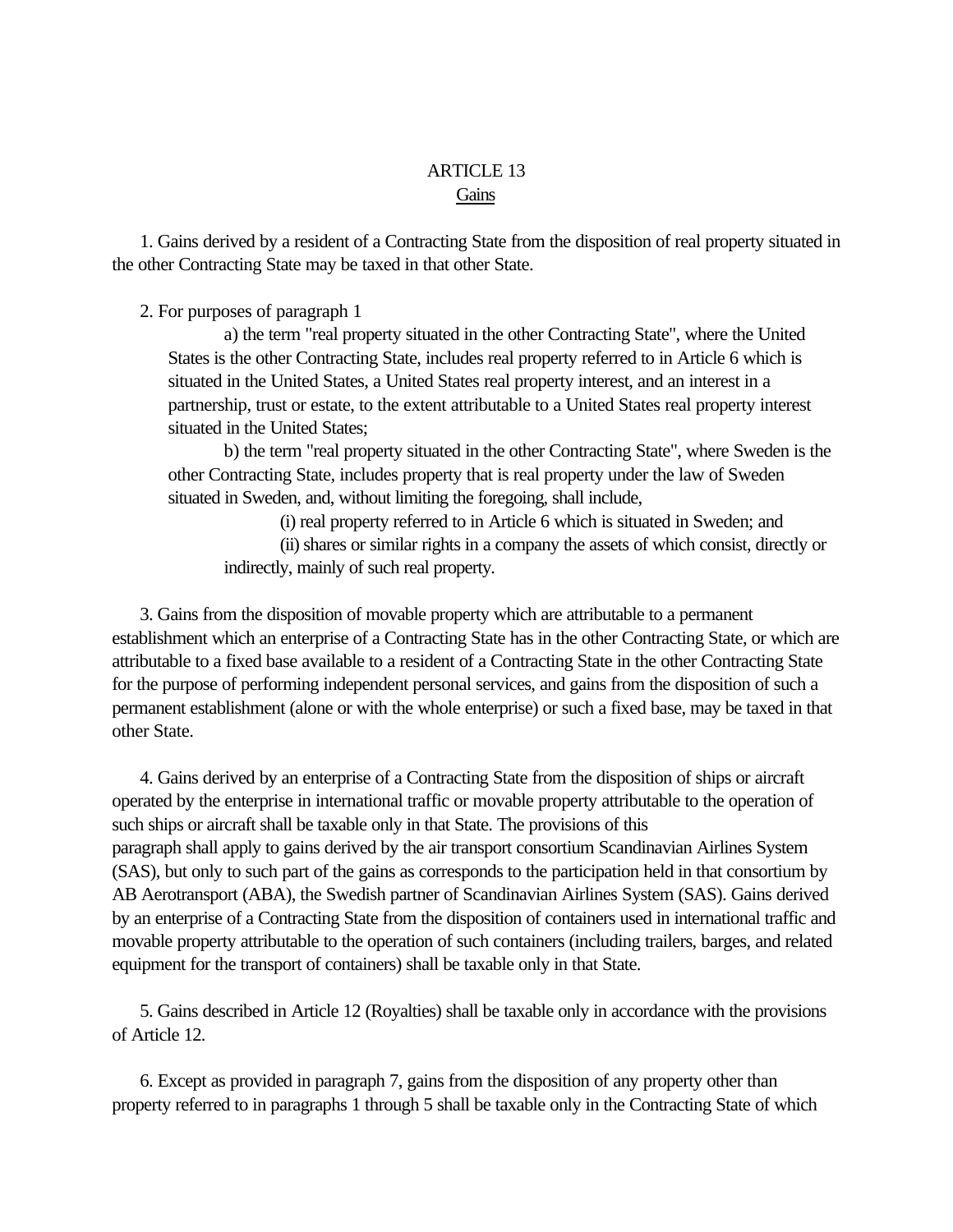# ARTICLE 13
## Gains

1. Gains derived by a resident of a Contracting State from the disposition of real property situated in the other Contracting State may be taxed in that other State.

2. For purposes of paragraph 1

a) the term "real property situated in the other Contracting State", where the United States is the other Contracting State, includes real property referred to in Article 6 which is situated in the United States, a United States real property interest, and an interest in a partnership, trust or estate, to the extent attributable to a United States real property interest situated in the United States;

b) the term "real property situated in the other Contracting State", where Sweden is the other Contracting State, includes property that is real property under the law of Sweden situated in Sweden, and, without limiting the foregoing, shall include,

(i) real property referred to in Article 6 which is situated in Sweden; and

(ii) shares or similar rights in a company the assets of which consist, directly or indirectly, mainly of such real property.

3. Gains from the disposition of movable property which are attributable to a permanent establishment which an enterprise of a Contracting State has in the other Contracting State, or which are attributable to a fixed base available to a resident of a Contracting State in the other Contracting State for the purpose of performing independent personal services, and gains from the disposition of such a permanent establishment (alone or with the whole enterprise) or such a fixed base, may be taxed in that other State.

4. Gains derived by an enterprise of a Contracting State from the disposition of ships or aircraft operated by the enterprise in international traffic or movable property attributable to the operation of such ships or aircraft shall be taxable only in that State. The provisions of this paragraph shall apply to gains derived by the air transport consortium Scandinavian Airlines System (SAS), but only to such part of the gains as corresponds to the participation held in that consortium by AB Aerotransport (ABA), the Swedish partner of Scandinavian Airlines System (SAS). Gains derived by an enterprise of a Contracting State from the disposition of containers used in international traffic and movable property attributable to the operation of such containers (including trailers, barges, and related equipment for the transport of containers) shall be taxable only in that State.

5. Gains described in Article 12 (Royalties) shall be taxable only in accordance with the provisions of Article 12.

6. Except as provided in paragraph 7, gains from the disposition of any property other than property referred to in paragraphs 1 through 5 shall be taxable only in the Contracting State of which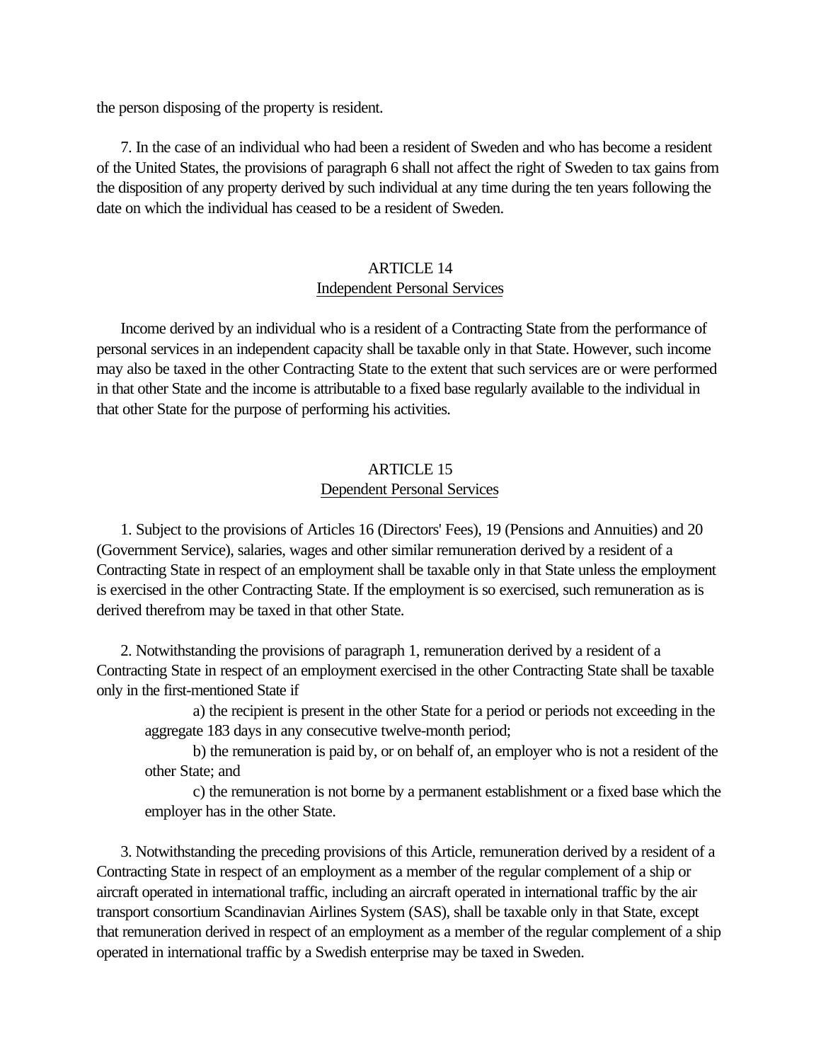the person disposing of the property is resident.

7. In the case of an individual who had been a resident of Sweden and who has become a resident of the United States, the provisions of paragraph 6 shall not affect the right of Sweden to tax gains from the disposition of any property derived by such individual at any time during the ten years following the date on which the individual has ceased to be a resident of Sweden.

## ARTICLE 14
### Independent Personal Services

Income derived by an individual who is a resident of a Contracting State from the performance of personal services in an independent capacity shall be taxable only in that State. However, such income may also be taxed in the other Contracting State to the extent that such services are or were performed in that other State and the income is attributable to a fixed base regularly available to the individual in that other State for the purpose of performing his activities.

## ARTICLE 15
### Dependent Personal Services

1. Subject to the provisions of Articles 16 (Directors' Fees), 19 (Pensions and Annuities) and 20 (Government Service), salaries, wages and other similar remuneration derived by a resident of a Contracting State in respect of an employment shall be taxable only in that State unless the employment is exercised in the other Contracting State. If the employment is so exercised, such remuneration as is derived therefrom may be taxed in that other State.

2. Notwithstanding the provisions of paragraph 1, remuneration derived by a resident of a Contracting State in respect of an employment exercised in the other Contracting State shall be taxable only in the first-mentioned State if

a) the recipient is present in the other State for a period or periods not exceeding in the aggregate 183 days in any consecutive twelve-month period;

b) the remuneration is paid by, or on behalf of, an employer who is not a resident of the other State; and

c) the remuneration is not borne by a permanent establishment or a fixed base which the employer has in the other State.

3. Notwithstanding the preceding provisions of this Article, remuneration derived by a resident of a Contracting State in respect of an employment as a member of the regular complement of a ship or aircraft operated in international traffic, including an aircraft operated in international traffic by the air transport consortium Scandinavian Airlines System (SAS), shall be taxable only in that State, except that remuneration derived in respect of an employment as a member of the regular complement of a ship operated in international traffic by a Swedish enterprise may be taxed in Sweden.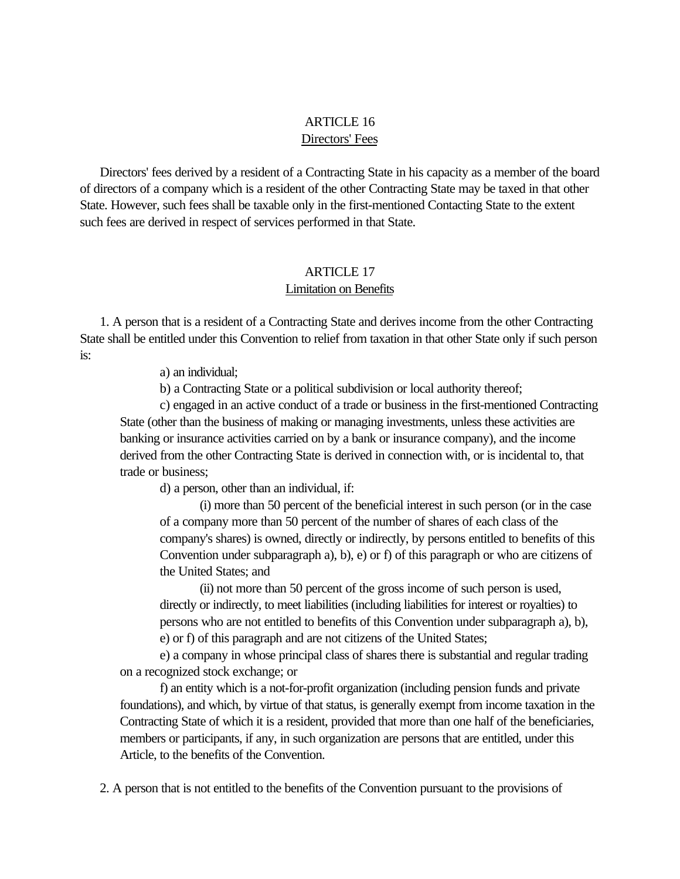ARTICLE 16

Directors' Fees

Directors' fees derived by a resident of a Contracting State in his capacity as a member of the board of directors of a company which is a resident of the other Contracting State may be taxed in that other State. However, such fees shall be taxable only in the first-mentioned Contacting State to the extent such fees are derived in respect of services performed in that State.

ARTICLE 17

Limitation on Benefits

1. A person that is a resident of a Contracting State and derives income from the other Contracting State shall be entitled under this Convention to relief from taxation in that other State only if such person is:

a) an individual;

b) a Contracting State or a political subdivision or local authority thereof;

c) engaged in an active conduct of a trade or business in the first-mentioned Contracting State (other than the business of making or managing investments, unless these activities are banking or insurance activities carried on by a bank or insurance company), and the income derived from the other Contracting State is derived in connection with, or is incidental to, that trade or business;

d) a person, other than an individual, if:

(i) more than 50 percent of the beneficial interest in such person (or in the case of a company more than 50 percent of the number of shares of each class of the company's shares) is owned, directly or indirectly, by persons entitled to benefits of this Convention under subparagraph a), b), e) or f) of this paragraph or who are citizens of the United States; and

(ii) not more than 50 percent of the gross income of such person is used, directly or indirectly, to meet liabilities (including liabilities for interest or royalties) to persons who are not entitled to benefits of this Convention under subparagraph a), b), e) or f) of this paragraph and are not citizens of the United States;

e) a company in whose principal class of shares there is substantial and regular trading on a recognized stock exchange; or

f) an entity which is a not-for-profit organization (including pension funds and private foundations), and which, by virtue of that status, is generally exempt from income taxation in the Contracting State of which it is a resident, provided that more than one half of the beneficiaries, members or participants, if any, in such organization are persons that are entitled, under this Article, to the benefits of the Convention.

2. A person that is not entitled to the benefits of the Convention pursuant to the provisions of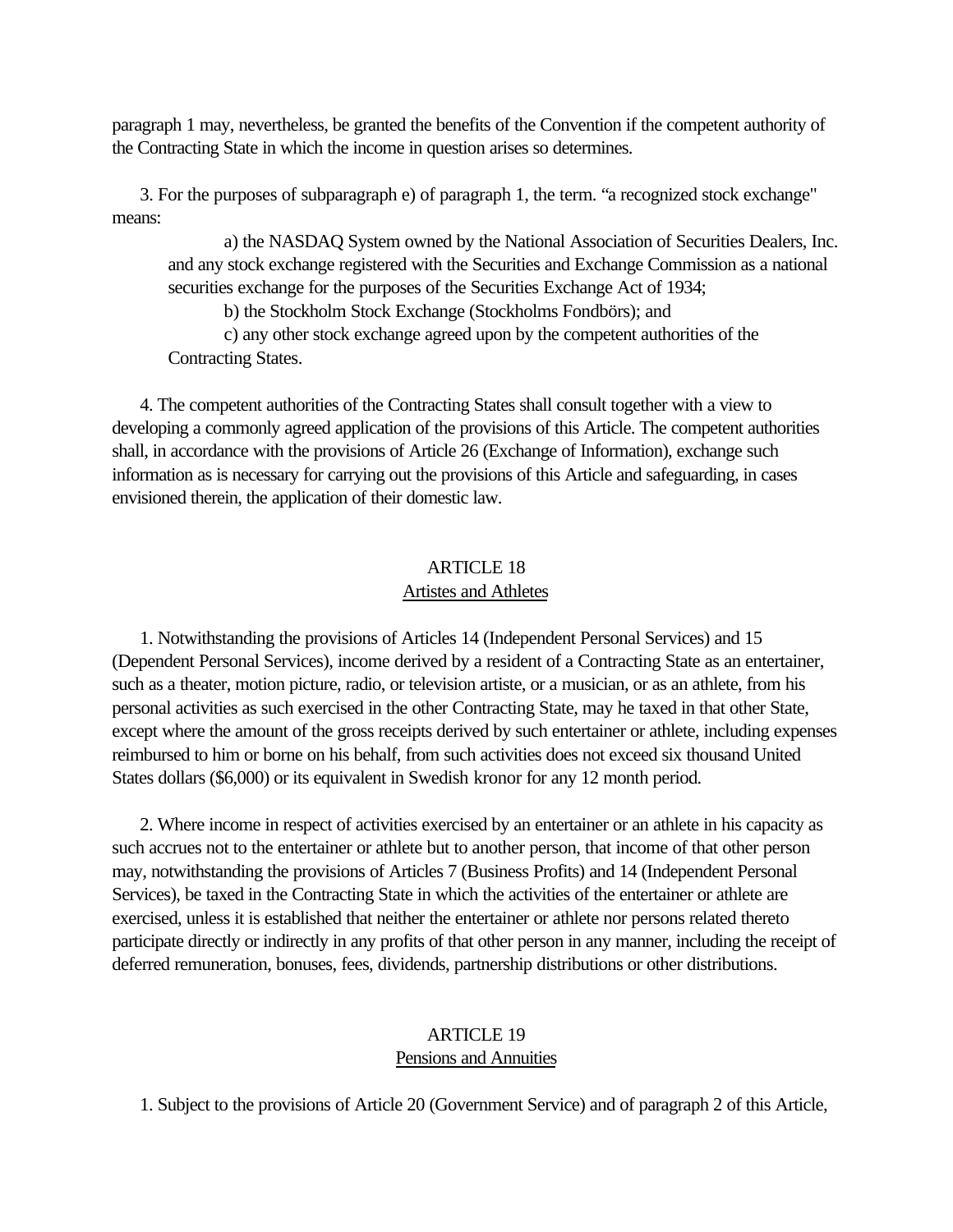paragraph 1 may, nevertheless, be granted the benefits of the Convention if the competent authority of the Contracting State in which the income in question arises so determines.

3. For the purposes of subparagraph e) of paragraph 1, the term. “a recognized stock exchange" means:

a) the NASDAQ System owned by the National Association of Securities Dealers, Inc. and any stock exchange registered with the Securities and Exchange Commission as a national securities exchange for the purposes of the Securities Exchange Act of 1934;

b) the Stockholm Stock Exchange (Stockholms Fondbörs); and

c) any other stock exchange agreed upon by the competent authorities of the Contracting States.

4. The competent authorities of the Contracting States shall consult together with a view to developing a commonly agreed application of the provisions of this Article. The competent authorities shall, in accordance with the provisions of Article 26 (Exchange of Information), exchange such information as is necessary for carrying out the provisions of this Article and safeguarding, in cases envisioned therein, the application of their domestic law.

## ARTICLE 18
## Artistes and Athletes

1. Notwithstanding the provisions of Articles 14 (Independent Personal Services) and 15 (Dependent Personal Services), income derived by a resident of a Contracting State as an entertainer, such as a theater, motion picture, radio, or television artiste, or a musician, or as an athlete, from his personal activities as such exercised in the other Contracting State, may he taxed in that other State, except where the amount of the gross receipts derived by such entertainer or athlete, including expenses reimbursed to him or borne on his behalf, from such activities does not exceed six thousand United States dollars ($6,000) or its equivalent in Swedish kronor for any 12 month period.

2. Where income in respect of activities exercised by an entertainer or an athlete in his capacity as such accrues not to the entertainer or athlete but to another person, that income of that other person may, notwithstanding the provisions of Articles 7 (Business Profits) and 14 (Independent Personal Services), be taxed in the Contracting State in which the activities of the entertainer or athlete are exercised, unless it is established that neither the entertainer or athlete nor persons related thereto participate directly or indirectly in any profits of that other person in any manner, including the receipt of deferred remuneration, bonuses, fees, dividends, partnership distributions or other distributions.

## ARTICLE 19
## Pensions and Annuities

1. Subject to the provisions of Article 20 (Government Service) and of paragraph 2 of this Article,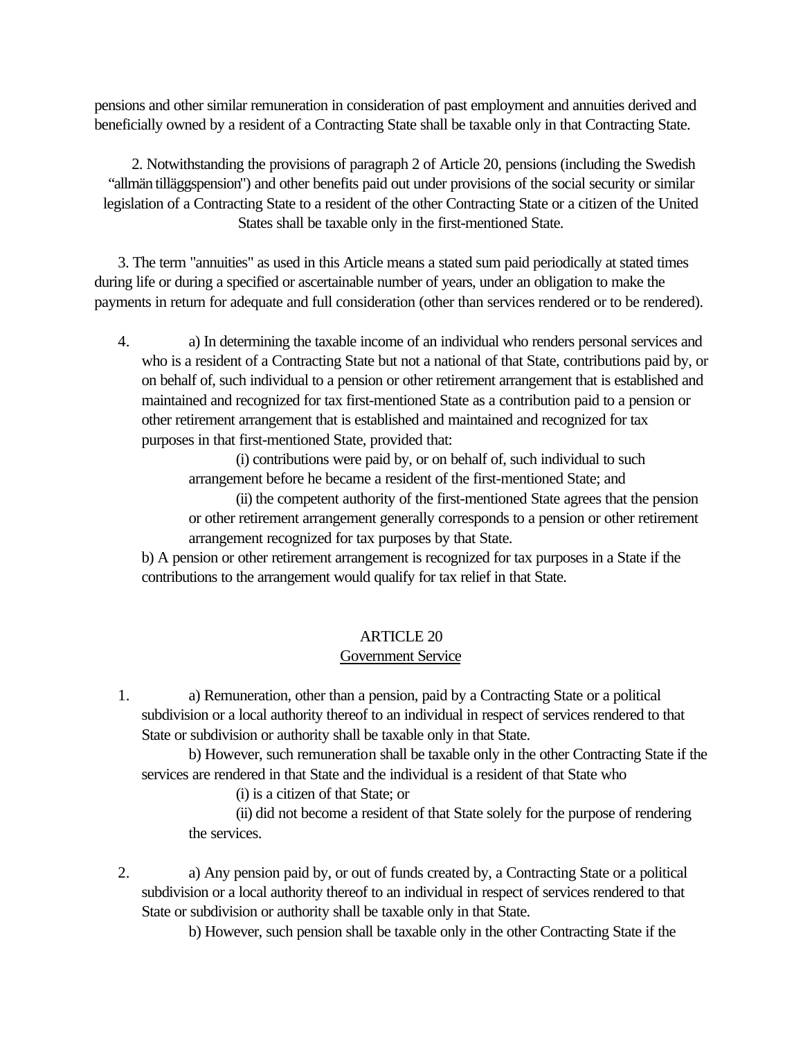pensions and other similar remuneration in consideration of past employment and annuities derived and beneficially owned by a resident of a Contracting State shall be taxable only in that Contracting State.

2. Notwithstanding the provisions of paragraph 2 of Article 20, pensions (including the Swedish "allmän tilläggspension") and other benefits paid out under provisions of the social security or similar legislation of a Contracting State to a resident of the other Contracting State or a citizen of the United States shall be taxable only in the first-mentioned State.

3. The term "annuities" as used in this Article means a stated sum paid periodically at stated times during life or during a specified or ascertainable number of years, under an obligation to make the payments in return for adequate and full consideration (other than services rendered or to be rendered).

4. a) In determining the taxable income of an individual who renders personal services and who is a resident of a Contracting State but not a national of that State, contributions paid by, or on behalf of, such individual to a pension or other retirement arrangement that is established and maintained and recognized for tax first-mentioned State as a contribution paid to a pension or other retirement arrangement that is established and maintained and recognized for tax purposes in that first-mentioned State, provided that:

   (i) contributions were paid by, or on behalf of, such individual to such arrangement before he became a resident of the first-mentioned State; and

   (ii) the competent authority of the first-mentioned State agrees that the pension or other retirement arrangement generally corresponds to a pension or other retirement arrangement recognized for tax purposes by that State.

   b) A pension or other retirement arrangement is recognized for tax purposes in a State if the contributions to the arrangement would qualify for tax relief in that State.

## ARTICLE 20
## Government Service

1. a) Remuneration, other than a pension, paid by a Contracting State or a political subdivision or a local authority thereof to an individual in respect of services rendered to that State or subdivision or authority shall be taxable only in that State.

   b) However, such remuneration shall be taxable only in the other Contracting State if the services are rendered in that State and the individual is a resident of that State who

   (i) is a citizen of that State; or

   (ii) did not become a resident of that State solely for the purpose of rendering the services.

2. a) Any pension paid by, or out of funds created by, a Contracting State or a political subdivision or a local authority thereof to an individual in respect of services rendered to that State or subdivision or authority shall be taxable only in that State.

   b) However, such pension shall be taxable only in the other Contracting State if the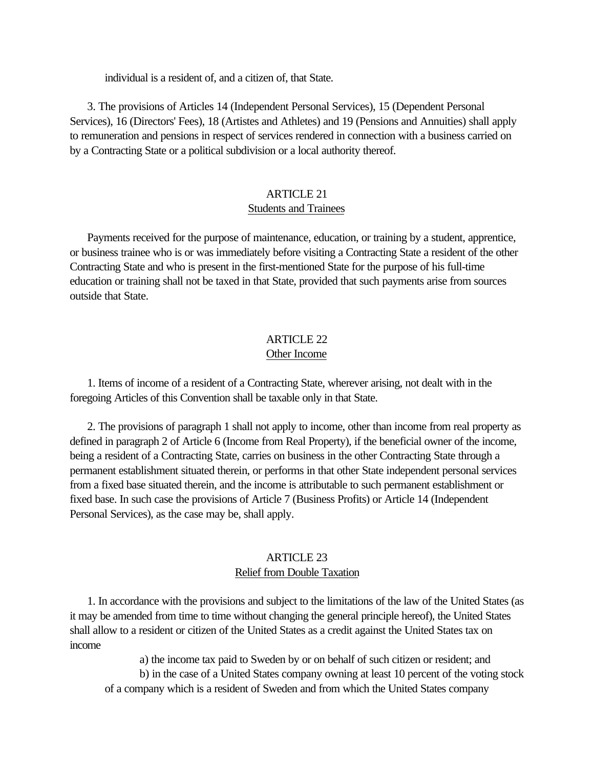individual is a resident of, and a citizen of, that State.

3. The provisions of Articles 14 (Independent Personal Services), 15 (Dependent Personal Services), 16 (Directors' Fees), 18 (Artistes and Athletes) and 19 (Pensions and Annuities) shall apply to remuneration and pensions in respect of services rendered in connection with a business carried on by a Contracting State or a political subdivision or a local authority thereof.

## ARTICLE 21
### Students and Trainees

Payments received for the purpose of maintenance, education, or training by a student, apprentice, or business trainee who is or was immediately before visiting a Contracting State a resident of the other Contracting State and who is present in the first-mentioned State for the purpose of his full-time education or training shall not be taxed in that State, provided that such payments arise from sources outside that State.

## ARTICLE 22
### Other Income

1. Items of income of a resident of a Contracting State, wherever arising, not dealt with in the foregoing Articles of this Convention shall be taxable only in that State.

2. The provisions of paragraph 1 shall not apply to income, other than income from real property as defined in paragraph 2 of Article 6 (Income from Real Property), if the beneficial owner of the income, being a resident of a Contracting State, carries on business in the other Contracting State through a permanent establishment situated therein, or performs in that other State independent personal services from a fixed base situated therein, and the income is attributable to such permanent establishment or fixed base. In such case the provisions of Article 7 (Business Profits) or Article 14 (Independent Personal Services), as the case may be, shall apply.

## ARTICLE 23
### Relief from Double Taxation

1. In accordance with the provisions and subject to the limitations of the law of the United States (as it may be amended from time to time without changing the general principle hereof), the United States shall allow to a resident or citizen of the United States as a credit against the United States tax on income

a) the income tax paid to Sweden by or on behalf of such citizen or resident; and

b) in the case of a United States company owning at least 10 percent of the voting stock of a company which is a resident of Sweden and from which the United States company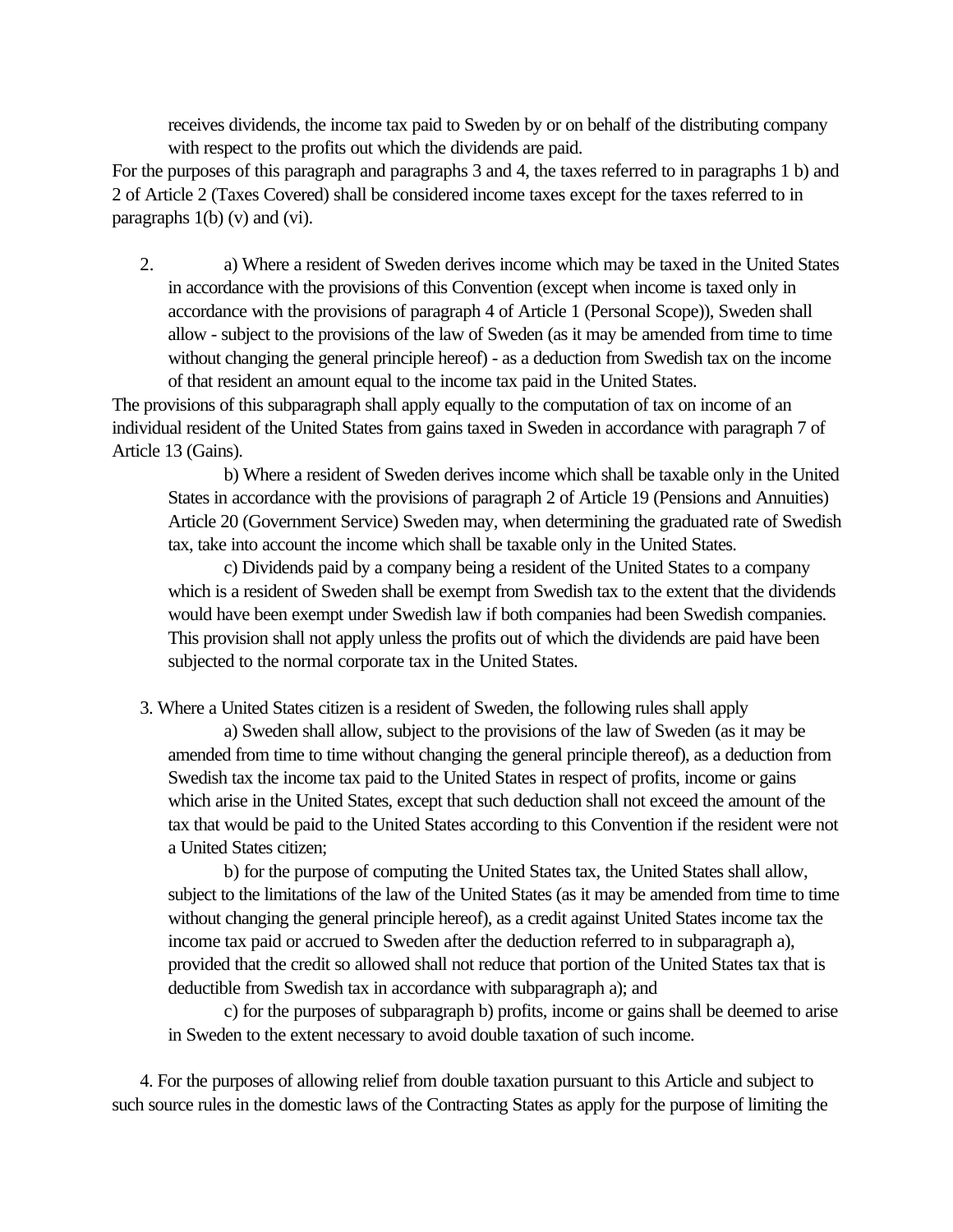receives dividends, the income tax paid to Sweden by or on behalf of the distributing company with respect to the profits out which the dividends are paid.

For the purposes of this paragraph and paragraphs 3 and 4, the taxes referred to in paragraphs 1 b) and 2 of Article 2 (Taxes Covered) shall be considered income taxes except for the taxes referred to in paragraphs 1(b) (v) and (vi).

2. a) Where a resident of Sweden derives income which may be taxed in the United States in accordance with the provisions of this Convention (except when income is taxed only in accordance with the provisions of paragraph 4 of Article 1 (Personal Scope)), Sweden shall allow - subject to the provisions of the law of Sweden (as it may be amended from time to time without changing the general principle hereof) - as a deduction from Swedish tax on the income of that resident an amount equal to the income tax paid in the United States.

The provisions of this subparagraph shall apply equally to the computation of tax on income of an individual resident of the United States from gains taxed in Sweden in accordance with paragraph 7 of Article 13 (Gains).

b) Where a resident of Sweden derives income which shall be taxable only in the United States in accordance with the provisions of paragraph 2 of Article 19 (Pensions and Annuities) Article 20 (Government Service) Sweden may, when determining the graduated rate of Swedish tax, take into account the income which shall be taxable only in the United States.

c) Dividends paid by a company being a resident of the United States to a company which is a resident of Sweden shall be exempt from Swedish tax to the extent that the dividends would have been exempt under Swedish law if both companies had been Swedish companies. This provision shall not apply unless the profits out of which the dividends are paid have been subjected to the normal corporate tax in the United States.

3. Where a United States citizen is a resident of Sweden, the following rules shall apply

a) Sweden shall allow, subject to the provisions of the law of Sweden (as it may be amended from time to time without changing the general principle thereof), as a deduction from Swedish tax the income tax paid to the United States in respect of profits, income or gains which arise in the United States, except that such deduction shall not exceed the amount of the tax that would be paid to the United States according to this Convention if the resident were not a United States citizen;

b) for the purpose of computing the United States tax, the United States shall allow, subject to the limitations of the law of the United States (as it may be amended from time to time without changing the general principle hereof), as a credit against United States income tax the income tax paid or accrued to Sweden after the deduction referred to in subparagraph a), provided that the credit so allowed shall not reduce that portion of the United States tax that is deductible from Swedish tax in accordance with subparagraph a); and

c) for the purposes of subparagraph b) profits, income or gains shall be deemed to arise in Sweden to the extent necessary to avoid double taxation of such income.

4. For the purposes of allowing relief from double taxation pursuant to this Article and subject to such source rules in the domestic laws of the Contracting States as apply for the purpose of limiting the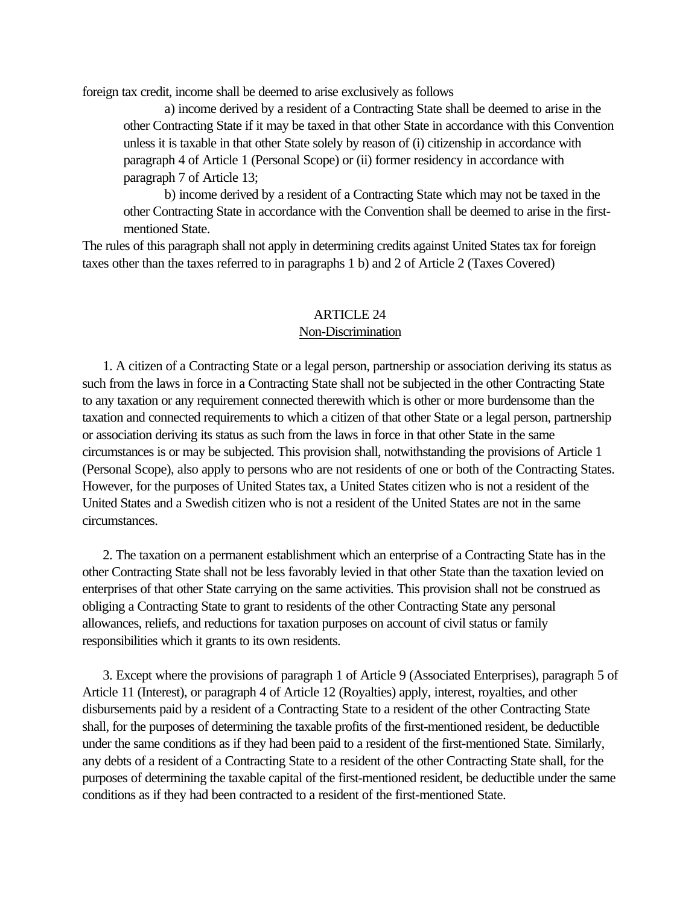foreign tax credit, income shall be deemed to arise exclusively as follows

a) income derived by a resident of a Contracting State shall be deemed to arise in the other Contracting State if it may be taxed in that other State in accordance with this Convention unless it is taxable in that other State solely by reason of (i) citizenship in accordance with paragraph 4 of Article 1 (Personal Scope) or (ii) former residency in accordance with paragraph 7 of Article 13;

b) income derived by a resident of a Contracting State which may not be taxed in the other Contracting State in accordance with the Convention shall be deemed to arise in the first-mentioned State.

The rules of this paragraph shall not apply in determining credits against United States tax for foreign taxes other than the taxes referred to in paragraphs 1 b) and 2 of Article 2 (Taxes Covered)

## ARTICLE 24
## Non-Discrimination

1. A citizen of a Contracting State or a legal person, partnership or association deriving its status as such from the laws in force in a Contracting State shall not be subjected in the other Contracting State to any taxation or any requirement connected therewith which is other or more burdensome than the taxation and connected requirements to which a citizen of that other State or a legal person, partnership or association deriving its status as such from the laws in force in that other State in the same circumstances is or may be subjected. This provision shall, notwithstanding the provisions of Article 1 (Personal Scope), also apply to persons who are not residents of one or both of the Contracting States. However, for the purposes of United States tax, a United States citizen who is not a resident of the United States and a Swedish citizen who is not a resident of the United States are not in the same circumstances.

2. The taxation on a permanent establishment which an enterprise of a Contracting State has in the other Contracting State shall not be less favorably levied in that other State than the taxation levied on enterprises of that other State carrying on the same activities. This provision shall not be construed as obliging a Contracting State to grant to residents of the other Contracting State any personal allowances, reliefs, and reductions for taxation purposes on account of civil status or family responsibilities which it grants to its own residents.

3. Except where the provisions of paragraph 1 of Article 9 (Associated Enterprises), paragraph 5 of Article 11 (Interest), or paragraph 4 of Article 12 (Royalties) apply, interest, royalties, and other disbursements paid by a resident of a Contracting State to a resident of the other Contracting State shall, for the purposes of determining the taxable profits of the first-mentioned resident, be deductible under the same conditions as if they had been paid to a resident of the first-mentioned State. Similarly, any debts of a resident of a Contracting State to a resident of the other Contracting State shall, for the purposes of determining the taxable capital of the first-mentioned resident, be deductible under the same conditions as if they had been contracted to a resident of the first-mentioned State.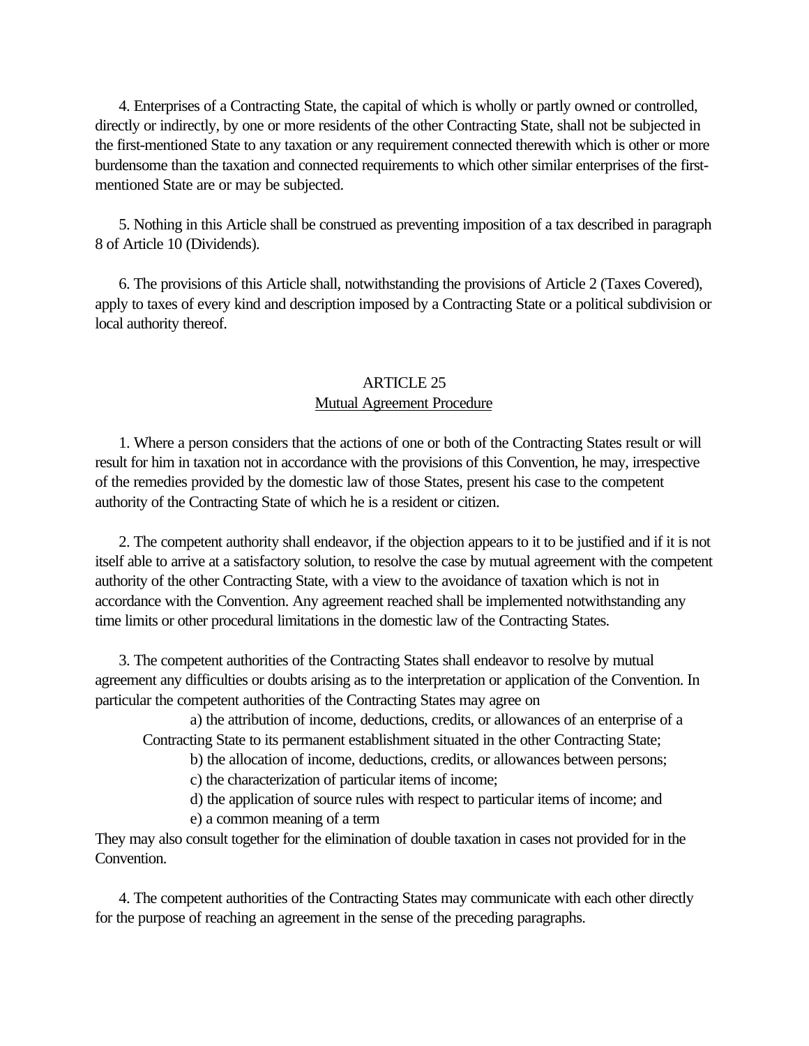4. Enterprises of a Contracting State, the capital of which is wholly or partly owned or controlled, directly or indirectly, by one or more residents of the other Contracting State, shall not be subjected in the first-mentioned State to any taxation or any requirement connected therewith which is other or more burdensome than the taxation and connected requirements to which other similar enterprises of the first-mentioned State are or may be subjected.

5. Nothing in this Article shall be construed as preventing imposition of a tax described in paragraph 8 of Article 10 (Dividends).

6. The provisions of this Article shall, notwithstanding the provisions of Article 2 (Taxes Covered), apply to taxes of every kind and description imposed by a Contracting State or a political subdivision or local authority thereof.

## ARTICLE 25

## Mutual Agreement Procedure

1. Where a person considers that the actions of one or both of the Contracting States result or will result for him in taxation not in accordance with the provisions of this Convention, he may, irrespective of the remedies provided by the domestic law of those States, present his case to the competent authority of the Contracting State of which he is a resident or citizen.

2. The competent authority shall endeavor, if the objection appears to it to be justified and if it is not itself able to arrive at a satisfactory solution, to resolve the case by mutual agreement with the competent authority of the other Contracting State, with a view to the avoidance of taxation which is not in accordance with the Convention. Any agreement reached shall be implemented notwithstanding any time limits or other procedural limitations in the domestic law of the Contracting States.

3. The competent authorities of the Contracting States shall endeavor to resolve by mutual agreement any difficulties or doubts arising as to the interpretation or application of the Convention. In particular the competent authorities of the Contracting States may agree on

a) the attribution of income, deductions, credits, or allowances of an enterprise of a Contracting State to its permanent establishment situated in the other Contracting State;

b) the allocation of income, deductions, credits, or allowances between persons;

c) the characterization of particular items of income;

d) the application of source rules with respect to particular items of income; and

e) a common meaning of a term

They may also consult together for the elimination of double taxation in cases not provided for in the Convention.

4. The competent authorities of the Contracting States may communicate with each other directly for the purpose of reaching an agreement in the sense of the preceding paragraphs.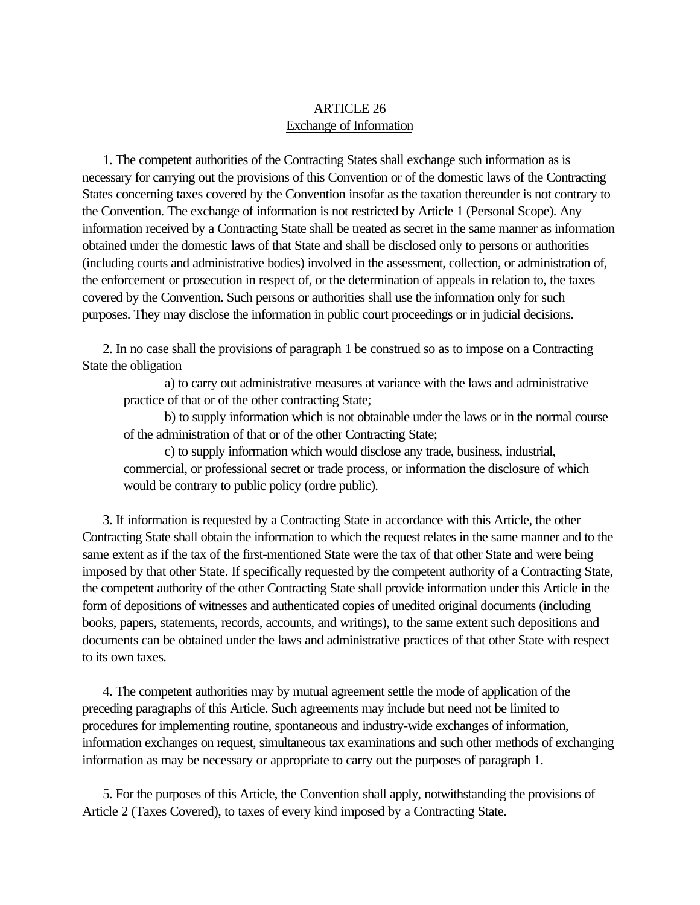## ARTICLE 26
## Exchange of Information

1. The competent authorities of the Contracting States shall exchange such information as is necessary for carrying out the provisions of this Convention or of the domestic laws of the Contracting States concerning taxes covered by the Convention insofar as the taxation thereunder is not contrary to the Convention. The exchange of information is not restricted by Article 1 (Personal Scope). Any information received by a Contracting State shall be treated as secret in the same manner as information obtained under the domestic laws of that State and shall be disclosed only to persons or authorities (including courts and administrative bodies) involved in the assessment, collection, or administration of, the enforcement or prosecution in respect of, or the determination of appeals in relation to, the taxes covered by the Convention. Such persons or authorities shall use the information only for such purposes. They may disclose the information in public court proceedings or in judicial decisions.

2. In no case shall the provisions of paragraph 1 be construed so as to impose on a Contracting State the obligation

a) to carry out administrative measures at variance with the laws and administrative practice of that or of the other contracting State;

b) to supply information which is not obtainable under the laws or in the normal course of the administration of that or of the other Contracting State;

c) to supply information which would disclose any trade, business, industrial, commercial, or professional secret or trade process, or information the disclosure of which would be contrary to public policy (ordre public).

3. If information is requested by a Contracting State in accordance with this Article, the other Contracting State shall obtain the information to which the request relates in the same manner and to the same extent as if the tax of the first-mentioned State were the tax of that other State and were being imposed by that other State. If specifically requested by the competent authority of a Contracting State, the competent authority of the other Contracting State shall provide information under this Article in the form of depositions of witnesses and authenticated copies of unedited original documents (including books, papers, statements, records, accounts, and writings), to the same extent such depositions and documents can be obtained under the laws and administrative practices of that other State with respect to its own taxes.

4. The competent authorities may by mutual agreement settle the mode of application of the preceding paragraphs of this Article. Such agreements may include but need not be limited to procedures for implementing routine, spontaneous and industry-wide exchanges of information, information exchanges on request, simultaneous tax examinations and such other methods of exchanging information as may be necessary or appropriate to carry out the purposes of paragraph 1.

5. For the purposes of this Article, the Convention shall apply, notwithstanding the provisions of Article 2 (Taxes Covered), to taxes of every kind imposed by a Contracting State.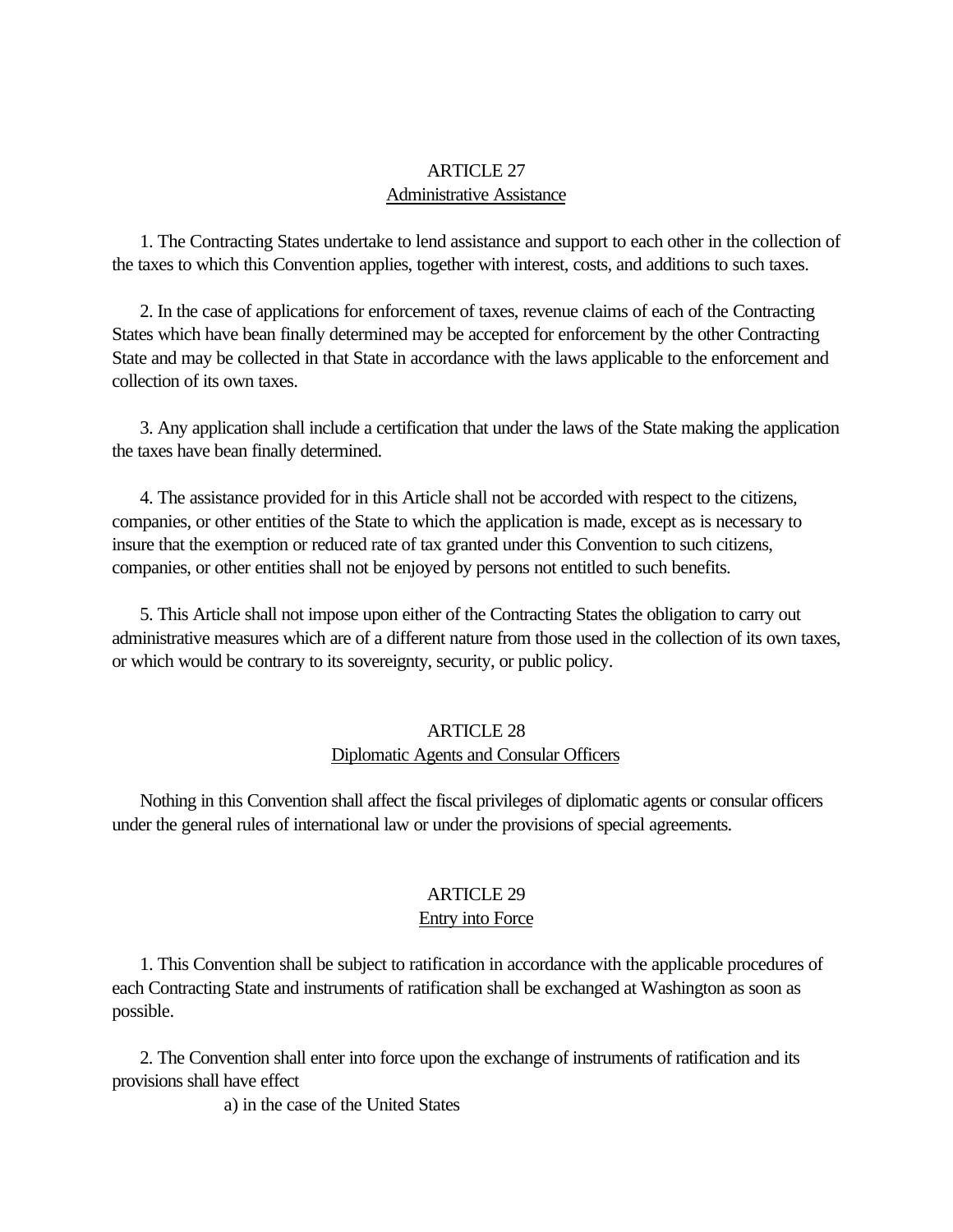## ARTICLE 27
### Administrative Assistance

1. The Contracting States undertake to lend assistance and support to each other in the collection of the taxes to which this Convention applies, together with interest, costs, and additions to such taxes.

2. In the case of applications for enforcement of taxes, revenue claims of each of the Contracting States which have bean finally determined may be accepted for enforcement by the other Contracting State and may be collected in that State in accordance with the laws applicable to the enforcement and collection of its own taxes.

3. Any application shall include a certification that under the laws of the State making the application the taxes have bean finally determined.

4. The assistance provided for in this Article shall not be accorded with respect to the citizens, companies, or other entities of the State to which the application is made, except as is necessary to insure that the exemption or reduced rate of tax granted under this Convention to such citizens, companies, or other entities shall not be enjoyed by persons not entitled to such benefits.

5. This Article shall not impose upon either of the Contracting States the obligation to carry out administrative measures which are of a different nature from those used in the collection of its own taxes, or which would be contrary to its sovereignty, security, or public policy.

## ARTICLE 28
### Diplomatic Agents and Consular Officers

Nothing in this Convention shall affect the fiscal privileges of diplomatic agents or consular officers under the general rules of international law or under the provisions of special agreements.

## ARTICLE 29
### Entry into Force

1. This Convention shall be subject to ratification in accordance with the applicable procedures of each Contracting State and instruments of ratification shall be exchanged at Washington as soon as possible.

2. The Convention shall enter into force upon the exchange of instruments of ratification and its provisions shall have effect

a) in the case of the United States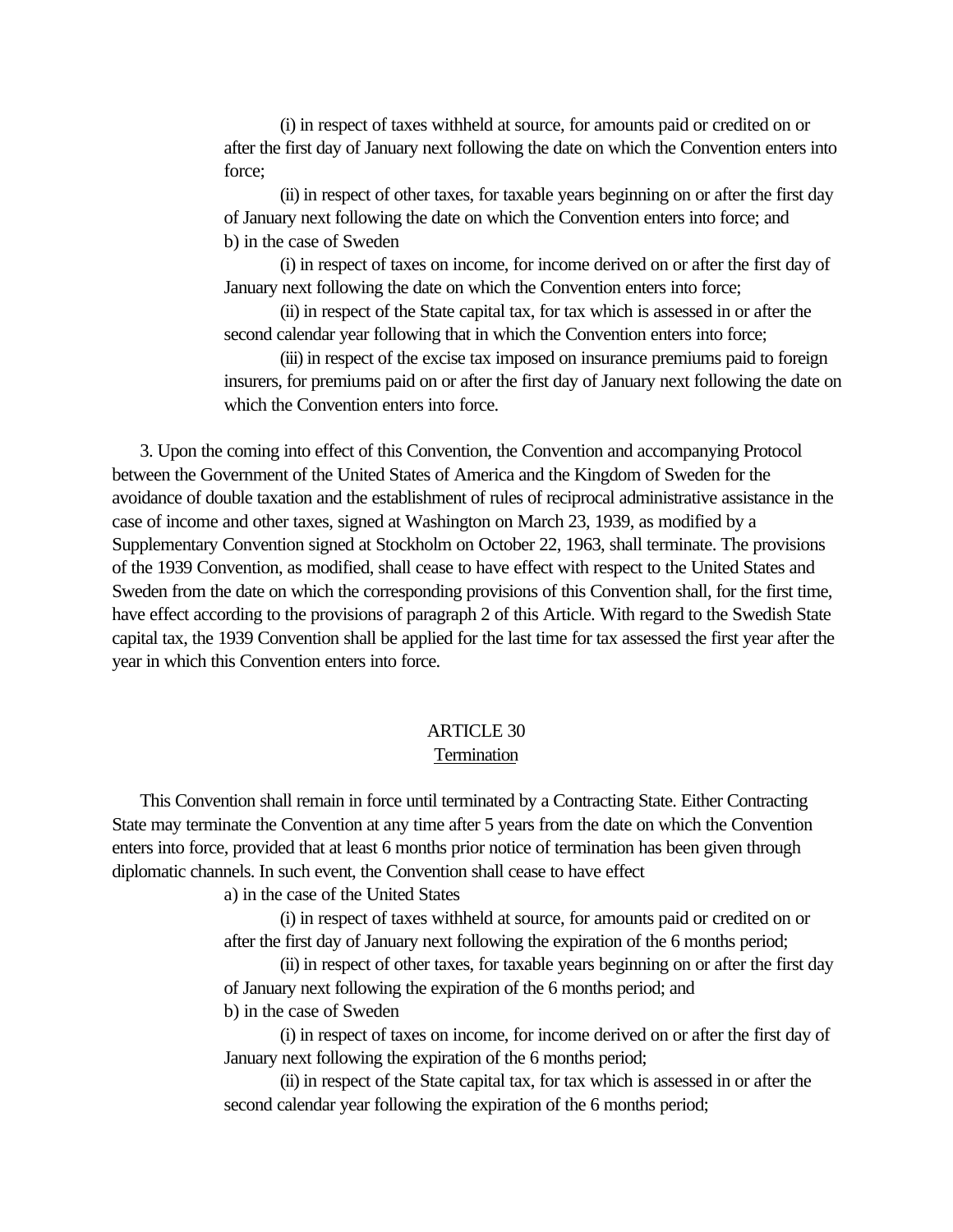(i) in respect of taxes withheld at source, for amounts paid or credited on or after the first day of January next following the date on which the Convention enters into force;

(ii) in respect of other taxes, for taxable years beginning on or after the first day of January next following the date on which the Convention enters into force; and

b) in the case of Sweden

(i) in respect of taxes on income, for income derived on or after the first day of January next following the date on which the Convention enters into force;

(ii) in respect of the State capital tax, for tax which is assessed in or after the second calendar year following that in which the Convention enters into force;

(iii) in respect of the excise tax imposed on insurance premiums paid to foreign insurers, for premiums paid on or after the first day of January next following the date on which the Convention enters into force.

3. Upon the coming into effect of this Convention, the Convention and accompanying Protocol between the Government of the United States of America and the Kingdom of Sweden for the avoidance of double taxation and the establishment of rules of reciprocal administrative assistance in the case of income and other taxes, signed at Washington on March 23, 1939, as modified by a Supplementary Convention signed at Stockholm on October 22, 1963, shall terminate. The provisions of the 1939 Convention, as modified, shall cease to have effect with respect to the United States and Sweden from the date on which the corresponding provisions of this Convention shall, for the first time, have effect according to the provisions of paragraph 2 of this Article. With regard to the Swedish State capital tax, the 1939 Convention shall be applied for the last time for tax assessed the first year after the year in which this Convention enters into force.

## ARTICLE 30
Termination

This Convention shall remain in force until terminated by a Contracting State. Either Contracting State may terminate the Convention at any time after 5 years from the date on which the Convention enters into force, provided that at least 6 months prior notice of termination has been given through diplomatic channels. In such event, the Convention shall cease to have effect

a) in the case of the United States

(i) in respect of taxes withheld at source, for amounts paid or credited on or after the first day of January next following the expiration of the 6 months period;

(ii) in respect of other taxes, for taxable years beginning on or after the first day of January next following the expiration of the 6 months period; and

b) in the case of Sweden

(i) in respect of taxes on income, for income derived on or after the first day of January next following the expiration of the 6 months period;

(ii) in respect of the State capital tax, for tax which is assessed in or after the second calendar year following the expiration of the 6 months period;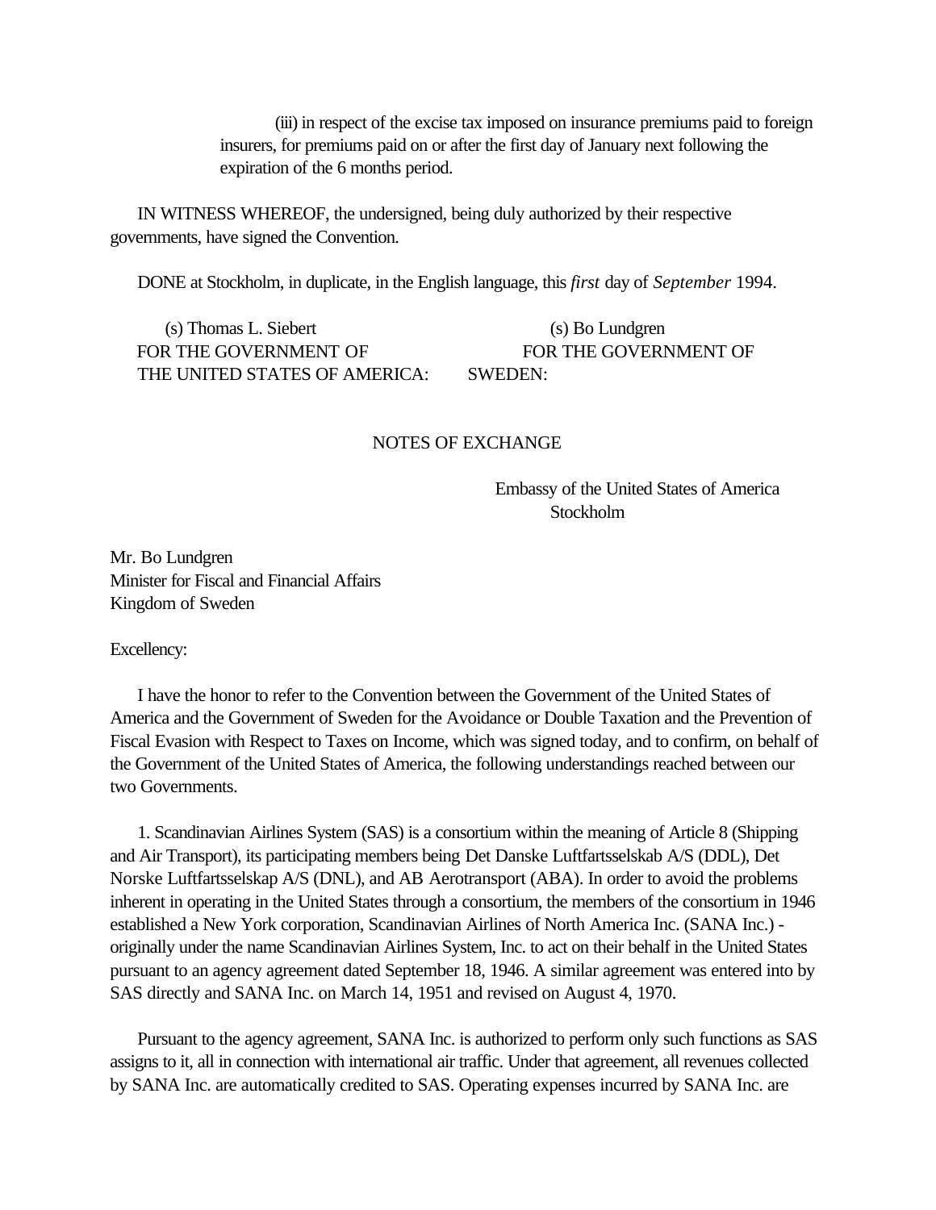(iii) in respect of the excise tax imposed on insurance premiums paid to foreign insurers, for premiums paid on or after the first day of January next following the expiration of the 6 months period.

IN WITNESS WHEREOF, the undersigned, being duly authorized by their respective governments, have signed the Convention.

DONE at Stockholm, in duplicate, in the English language, this *first* day of *September* 1994.

| | |
|---|---|
| (s) Thomas L. Siebert | (s) Bo Lundgren |
| FOR THE GOVERNMENT OF THE UNITED STATES OF AMERICA: | FOR THE GOVERNMENT OF SWEDEN: |

NOTES OF EXCHANGE

Embassy of the United States of America
Stockholm

Mr. Bo Lundgren
Minister for Fiscal and Financial Affairs
Kingdom of Sweden

Excellency:

I have the honor to refer to the Convention between the Government of the United States of America and the Government of Sweden for the Avoidance or Double Taxation and the Prevention of Fiscal Evasion with Respect to Taxes on Income, which was signed today, and to confirm, on behalf of the Government of the United States of America, the following understandings reached between our two Governments.

1. Scandinavian Airlines System (SAS) is a consortium within the meaning of Article 8 (Shipping and Air Transport), its participating members being Det Danske Luftfartsselskab A/S (DDL), Det Norske Luftfartsselskap A/S (DNL), and AB Aerotransport (ABA). In order to avoid the problems inherent in operating in the United States through a consortium, the members of the consortium in 1946 established a New York corporation, Scandinavian Airlines of North America Inc. (SANA Inc.) - originally under the name Scandinavian Airlines System, Inc. to act on their behalf in the United States pursuant to an agency agreement dated September 18, 1946. A similar agreement was entered into by SAS directly and SANA Inc. on March 14, 1951 and revised on August 4, 1970.

Pursuant to the agency agreement, SANA Inc. is authorized to perform only such functions as SAS assigns to it, all in connection with international air traffic. Under that agreement, all revenues collected by SANA Inc. are automatically credited to SAS. Operating expenses incurred by SANA Inc. are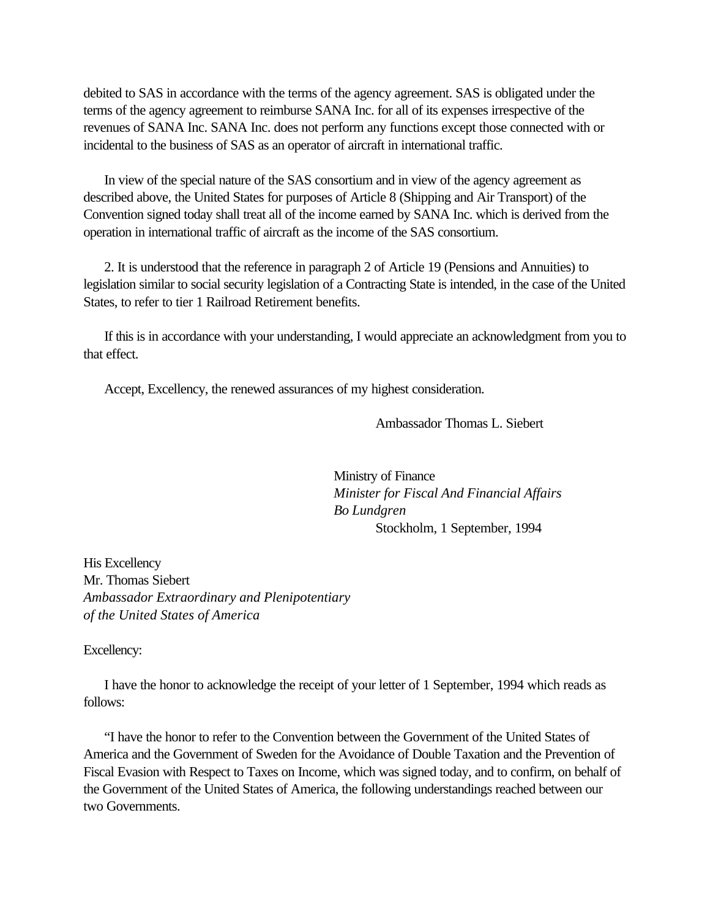debited to SAS in accordance with the terms of the agency agreement. SAS is obligated under the terms of the agency agreement to reimburse SANA Inc. for all of its expenses irrespective of the revenues of SANA Inc. SANA Inc. does not perform any functions except those connected with or incidental to the business of SAS as an operator of aircraft in international traffic.

In view of the special nature of the SAS consortium and in view of the agency agreement as described above, the United States for purposes of Article 8 (Shipping and Air Transport) of the Convention signed today shall treat all of the income earned by SANA Inc. which is derived from the operation in international traffic of aircraft as the income of the SAS consortium.

2. It is understood that the reference in paragraph 2 of Article 19 (Pensions and Annuities) to legislation similar to social security legislation of a Contracting State is intended, in the case of the United States, to refer to tier 1 Railroad Retirement benefits.

If this is in accordance with your understanding, I would appreciate an acknowledgment from you to that effect.

Accept, Excellency, the renewed assurances of my highest consideration.

Ambassador Thomas L. Siebert

Ministry of Finance
*Minister for Fiscal And Financial Affairs*
*Bo Lundgren*
Stockholm, 1 September, 1994

His Excellency
Mr. Thomas Siebert
*Ambassador Extraordinary and Plenipotentiary*
*of the United States of America*

Excellency:

I have the honor to acknowledge the receipt of your letter of 1 September, 1994 which reads as follows:

"I have the honor to refer to the Convention between the Government of the United States of America and the Government of Sweden for the Avoidance of Double Taxation and the Prevention of Fiscal Evasion with Respect to Taxes on Income, which was signed today, and to confirm, on behalf of the Government of the United States of America, the following understandings reached between our two Governments.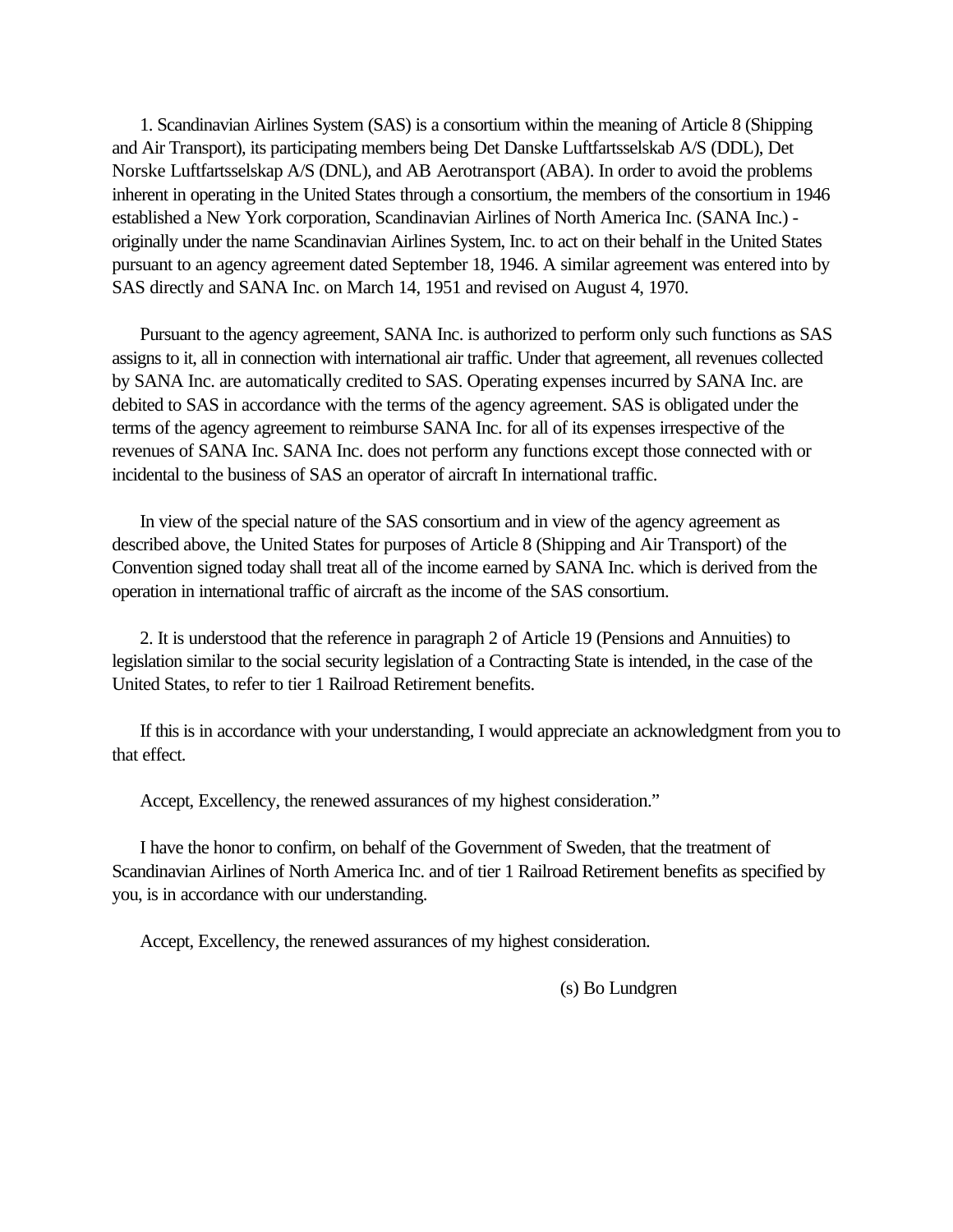1. Scandinavian Airlines System (SAS) is a consortium within the meaning of Article 8 (Shipping and Air Transport), its participating members being Det Danske Luftfartsselskab A/S (DDL), Det Norske Luftfartsselskap A/S (DNL), and AB Aerotransport (ABA). In order to avoid the problems inherent in operating in the United States through a consortium, the members of the consortium in 1946 established a New York corporation, Scandinavian Airlines of North America Inc. (SANA Inc.) - originally under the name Scandinavian Airlines System, Inc. to act on their behalf in the United States pursuant to an agency agreement dated September 18, 1946. A similar agreement was entered into by SAS directly and SANA Inc. on March 14, 1951 and revised on August 4, 1970.

Pursuant to the agency agreement, SANA Inc. is authorized to perform only such functions as SAS assigns to it, all in connection with international air traffic. Under that agreement, all revenues collected by SANA Inc. are automatically credited to SAS. Operating expenses incurred by SANA Inc. are debited to SAS in accordance with the terms of the agency agreement. SAS is obligated under the terms of the agency agreement to reimburse SANA Inc. for all of its expenses irrespective of the revenues of SANA Inc. SANA Inc. does not perform any functions except those connected with or incidental to the business of SAS an operator of aircraft In international traffic.

In view of the special nature of the SAS consortium and in view of the agency agreement as described above, the United States for purposes of Article 8 (Shipping and Air Transport) of the Convention signed today shall treat all of the income earned by SANA Inc. which is derived from the operation in international traffic of aircraft as the income of the SAS consortium.

2. It is understood that the reference in paragraph 2 of Article 19 (Pensions and Annuities) to legislation similar to the social security legislation of a Contracting State is intended, in the case of the United States, to refer to tier 1 Railroad Retirement benefits.

If this is in accordance with your understanding, I would appreciate an acknowledgment from you to that effect.

Accept, Excellency, the renewed assurances of my highest consideration."

I have the honor to confirm, on behalf of the Government of Sweden, that the treatment of Scandinavian Airlines of North America Inc. and of tier 1 Railroad Retirement benefits as specified by you, is in accordance with our understanding.

Accept, Excellency, the renewed assurances of my highest consideration.

(s) Bo Lundgren